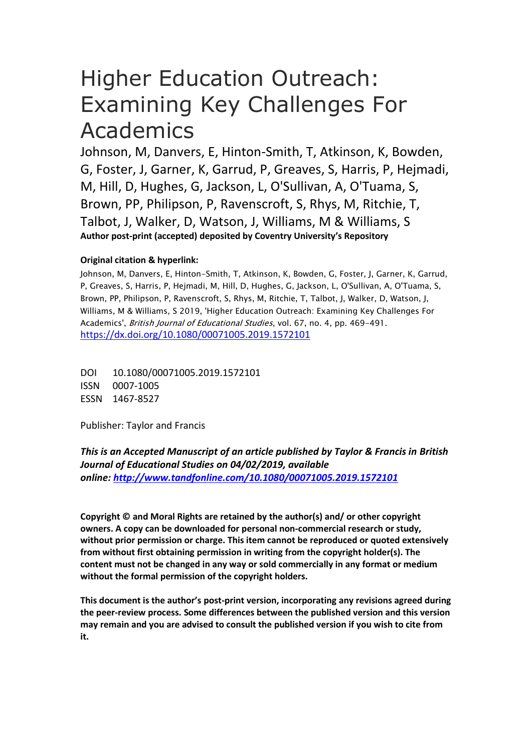# Higher Education Outreach: Examining Key Challenges For Academics

Johnson, M, Danvers, E, Hinton-Smith, T, Atkinson, K, Bowden, G, Foster, J, Garner, K, Garrud, P, Greaves, S, Harris, P, Hejmadi, M, Hill, D, Hughes, G, Jackson, L, O'Sullivan, A, O'Tuama, S, Brown, PP, Philipson, P, Ravenscroft, S, Rhys, M, Ritchie, T, Talbot, J, Walker, D, Watson, J, Williams, M & Williams, S

**Author post-print (accepted) deposited by Coventry University's Repository**

**Original citation & hyperlink:**

Johnson, M, Danvers, E, Hinton-Smith, T, Atkinson, K, Bowden, G, Foster, J, Garner, K, Garrud, P, Greaves, S, Harris, P, Hejmadi, M, Hill, D, Hughes, G, Jackson, L, O'Sullivan, A, O'Tuama, S, Brown, PP, Philipson, P, Ravenscroft, S, Rhys, M, Ritchie, T, Talbot, J, Walker, D, Watson, J, Williams, M & Williams, S 2019, 'Higher Education Outreach: Examining Key Challenges For Academics', *British Journal of Educational Studies*, vol. 67, no. 4, pp. 469-491.
https://dx.doi.org/10.1080/00071005.2019.1572101

DOI 10.1080/00071005.2019.1572101
ISSN 0007-1005
ESSN 1467-8527

Publisher: Taylor and Francis

***This is an Accepted Manuscript of an article published by Taylor & Francis in British Journal of Educational Studies on 04/02/2019, available online: http://www.tandfonline.com/10.1080/00071005.2019.1572101***

**Copyright © and Moral Rights are retained by the author(s) and/ or other copyright owners. A copy can be downloaded for personal non-commercial research or study, without prior permission or charge. This item cannot be reproduced or quoted extensively from without first obtaining permission in writing from the copyright holder(s). The content must not be changed in any way or sold commercially in any format or medium without the formal permission of the copyright holders.**

**This document is the author's post-print version, incorporating any revisions agreed during the peer-review process. Some differences between the published version and this version may remain and you are advised to consult the published version if you wish to cite from it.**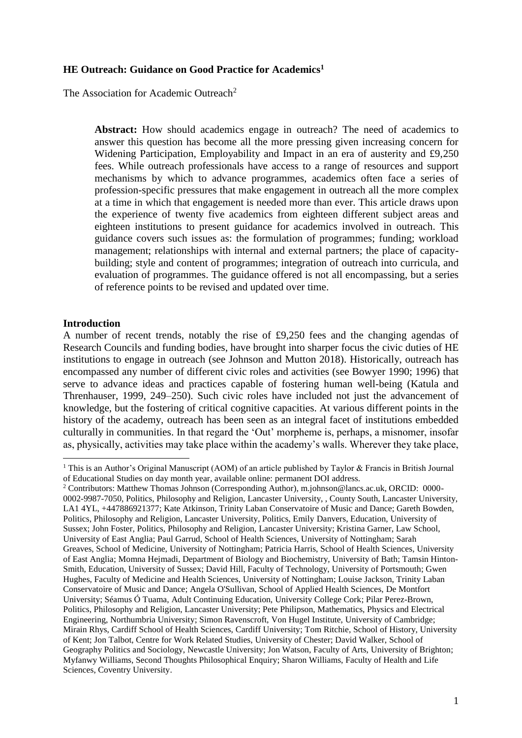**HE Outreach: Guidance on Good Practice for Academics**[1]

The Association for Academic Outreach[2]

> **Abstract:** How should academics engage in outreach? The need of academics to answer this question has become all the more pressing given increasing concern for Widening Participation, Employability and Impact in an era of austerity and £9,250 fees. While outreach professionals have access to a range of resources and support mechanisms by which to advance programmes, academics often face a series of profession-specific pressures that make engagement in outreach all the more complex at a time in which that engagement is needed more than ever. This article draws upon the experience of twenty five academics from eighteen different subject areas and eighteen institutions to present guidance for academics involved in outreach. This guidance covers such issues as: the formulation of programmes; funding; workload management; relationships with internal and external partners; the place of capacity-building; style and content of programmes; integration of outreach into curricula, and evaluation of programmes. The guidance offered is not all encompassing, but a series of reference points to be revised and updated over time.

## Introduction

A number of recent trends, notably the rise of £9,250 fees and the changing agendas of Research Councils and funding bodies, have brought into sharper focus the civic duties of HE institutions to engage in outreach (see Johnson and Mutton 2018). Historically, outreach has encompassed any number of different civic roles and activities (see Bowyer 1990; 1996) that serve to advance ideas and practices capable of fostering human well-being (Katula and Threnhauser, 1999, 249–250). Such civic roles have included not just the advancement of knowledge, but the fostering of critical cognitive capacities. At various different points in the history of the academy, outreach has been seen as an integral facet of institutions embedded culturally in communities. In that regard the 'Out' morpheme is, perhaps, a misnomer, insofar as, physically, activities may take place within the academy's walls. Wherever they take place,

---

[1] This is an Author's Original Manuscript (AOM) of an article published by Taylor & Francis in British Journal of Educational Studies on day month year, available online: permanent DOI address.

[2] Contributors: Matthew Thomas Johnson (Corresponding Author), m.johnson@lancs.ac.uk, ORCID: 0000-0002-9987-7050, Politics, Philosophy and Religion, Lancaster University, , County South, Lancaster University, LA1 4YL, +447886921377; Kate Atkinson, Trinity Laban Conservatoire of Music and Dance; Gareth Bowden, Politics, Philosophy and Religion, Lancaster University, Politics, Emily Danvers, Education, University of Sussex; John Foster, Politics, Philosophy and Religion, Lancaster University; Kristina Garner, Law School, University of East Anglia; Paul Garrud, School of Health Sciences, University of Nottingham; Sarah Greaves, School of Medicine, University of Nottingham; Patricia Harris, School of Health Sciences, University of East Anglia; Momna Hejmadi, Department of Biology and Biochemistry, University of Bath; Tamsin Hinton-Smith, Education, University of Sussex; David Hill, Faculty of Technology, University of Portsmouth; Gwen Hughes, Faculty of Medicine and Health Sciences, University of Nottingham; Louise Jackson, Trinity Laban Conservatoire of Music and Dance; Angela O'Sullivan, School of Applied Health Sciences, De Montfort University; Séamus Ó Tuama, Adult Continuing Education, University College Cork; Pilar Perez-Brown, Politics, Philosophy and Religion, Lancaster University; Pete Philipson, Mathematics, Physics and Electrical Engineering, Northumbria University; Simon Ravenscroft, Von Hugel Institute, University of Cambridge; Mirain Rhys, Cardiff School of Health Sciences, Cardiff University; Tom Ritchie, School of History, University of Kent; Jon Talbot, Centre for Work Related Studies, University of Chester; David Walker, School of Geography Politics and Sociology, Newcastle University; Jon Watson, Faculty of Arts, University of Brighton; Myfanwy Williams, Second Thoughts Philosophical Enquiry; Sharon Williams, Faculty of Health and Life Sciences, Coventry University.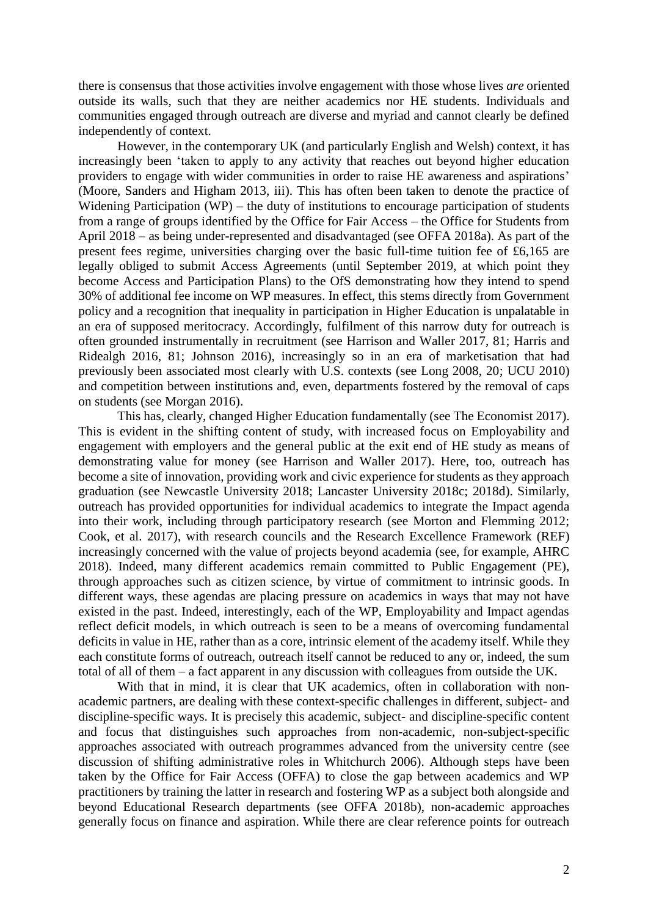there is consensus that those activities involve engagement with those whose lives *are* oriented outside its walls, such that they are neither academics nor HE students. Individuals and communities engaged through outreach are diverse and myriad and cannot clearly be defined independently of context.

However, in the contemporary UK (and particularly English and Welsh) context, it has increasingly been 'taken to apply to any activity that reaches out beyond higher education providers to engage with wider communities in order to raise HE awareness and aspirations' (Moore, Sanders and Higham 2013, iii). This has often been taken to denote the practice of Widening Participation (WP) – the duty of institutions to encourage participation of students from a range of groups identified by the Office for Fair Access – the Office for Students from April 2018 – as being under-represented and disadvantaged (see OFFA 2018a). As part of the present fees regime, universities charging over the basic full-time tuition fee of £6,165 are legally obliged to submit Access Agreements (until September 2019, at which point they become Access and Participation Plans) to the OfS demonstrating how they intend to spend 30% of additional fee income on WP measures. In effect, this stems directly from Government policy and a recognition that inequality in participation in Higher Education is unpalatable in an era of supposed meritocracy. Accordingly, fulfilment of this narrow duty for outreach is often grounded instrumentally in recruitment (see Harrison and Waller 2017, 81; Harris and Ridealgh 2016, 81; Johnson 2016), increasingly so in an era of marketisation that had previously been associated most clearly with U.S. contexts (see Long 2008, 20; UCU 2010) and competition between institutions and, even, departments fostered by the removal of caps on students (see Morgan 2016).

This has, clearly, changed Higher Education fundamentally (see The Economist 2017). This is evident in the shifting content of study, with increased focus on Employability and engagement with employers and the general public at the exit end of HE study as means of demonstrating value for money (see Harrison and Waller 2017). Here, too, outreach has become a site of innovation, providing work and civic experience for students as they approach graduation (see Newcastle University 2018; Lancaster University 2018c; 2018d). Similarly, outreach has provided opportunities for individual academics to integrate the Impact agenda into their work, including through participatory research (see Morton and Flemming 2012; Cook, et al. 2017), with research councils and the Research Excellence Framework (REF) increasingly concerned with the value of projects beyond academia (see, for example, AHRC 2018). Indeed, many different academics remain committed to Public Engagement (PE), through approaches such as citizen science, by virtue of commitment to intrinsic goods. In different ways, these agendas are placing pressure on academics in ways that may not have existed in the past. Indeed, interestingly, each of the WP, Employability and Impact agendas reflect deficit models, in which outreach is seen to be a means of overcoming fundamental deficits in value in HE, rather than as a core, intrinsic element of the academy itself. While they each constitute forms of outreach, outreach itself cannot be reduced to any or, indeed, the sum total of all of them – a fact apparent in any discussion with colleagues from outside the UK.

With that in mind, it is clear that UK academics, often in collaboration with non-academic partners, are dealing with these context-specific challenges in different, subject- and discipline-specific ways. It is precisely this academic, subject- and discipline-specific content and focus that distinguishes such approaches from non-academic, non-subject-specific approaches associated with outreach programmes advanced from the university centre (see discussion of shifting administrative roles in Whitchurch 2006). Although steps have been taken by the Office for Fair Access (OFFA) to close the gap between academics and WP practitioners by training the latter in research and fostering WP as a subject both alongside and beyond Educational Research departments (see OFFA 2018b), non-academic approaches generally focus on finance and aspiration. While there are clear reference points for outreach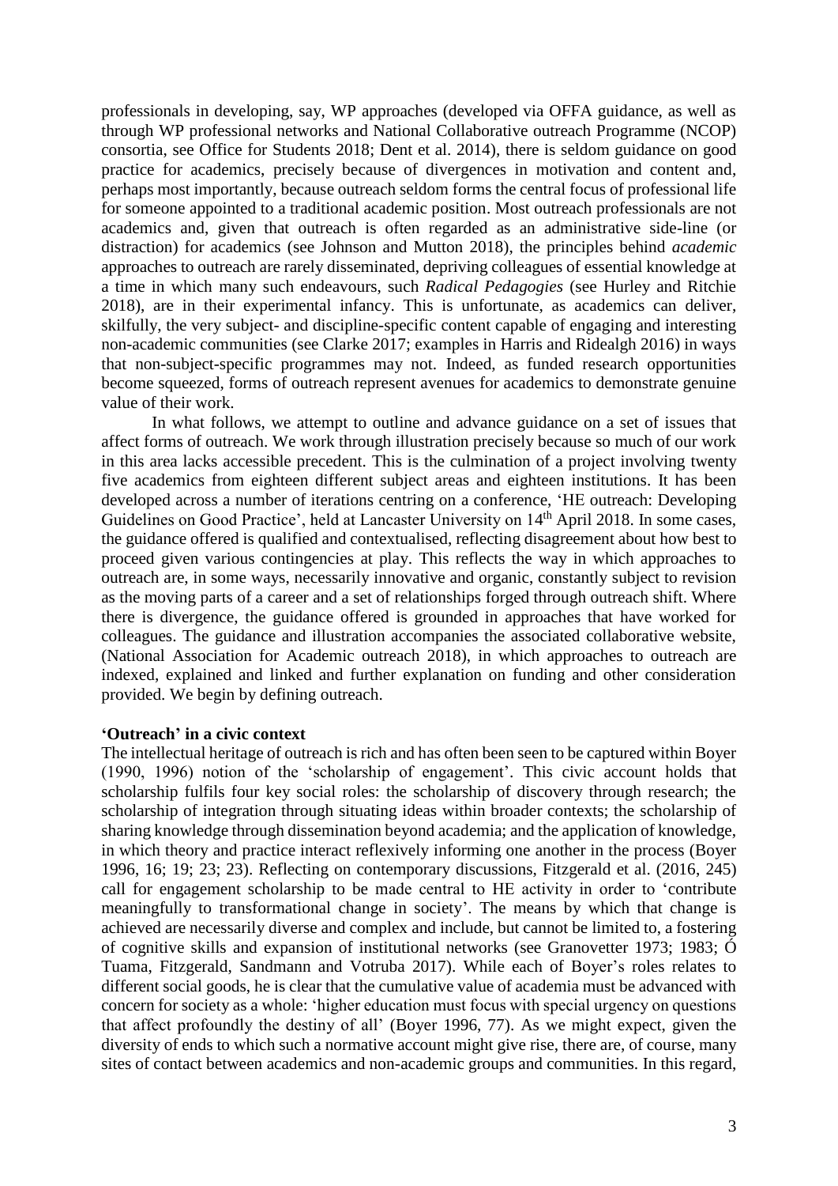professionals in developing, say, WP approaches (developed via OFFA guidance, as well as through WP professional networks and National Collaborative outreach Programme (NCOP) consortia, see Office for Students 2018; Dent et al. 2014), there is seldom guidance on good practice for academics, precisely because of divergences in motivation and content and, perhaps most importantly, because outreach seldom forms the central focus of professional life for someone appointed to a traditional academic position. Most outreach professionals are not academics and, given that outreach is often regarded as an administrative side-line (or distraction) for academics (see Johnson and Mutton 2018), the principles behind *academic* approaches to outreach are rarely disseminated, depriving colleagues of essential knowledge at a time in which many such endeavours, such *Radical Pedagogies* (see Hurley and Ritchie 2018), are in their experimental infancy. This is unfortunate, as academics can deliver, skilfully, the very subject- and discipline-specific content capable of engaging and interesting non-academic communities (see Clarke 2017; examples in Harris and Ridealgh 2016) in ways that non-subject-specific programmes may not. Indeed, as funded research opportunities become squeezed, forms of outreach represent avenues for academics to demonstrate genuine value of their work.

In what follows, we attempt to outline and advance guidance on a set of issues that affect forms of outreach. We work through illustration precisely because so much of our work in this area lacks accessible precedent. This is the culmination of a project involving twenty five academics from eighteen different subject areas and eighteen institutions. It has been developed across a number of iterations centring on a conference, 'HE outreach: Developing Guidelines on Good Practice', held at Lancaster University on 14th April 2018. In some cases, the guidance offered is qualified and contextualised, reflecting disagreement about how best to proceed given various contingencies at play. This reflects the way in which approaches to outreach are, in some ways, necessarily innovative and organic, constantly subject to revision as the moving parts of a career and a set of relationships forged through outreach shift. Where there is divergence, the guidance offered is grounded in approaches that have worked for colleagues. The guidance and illustration accompanies the associated collaborative website, (National Association for Academic outreach 2018), in which approaches to outreach are indexed, explained and linked and further explanation on funding and other consideration provided. We begin by defining outreach.

**'Outreach' in a civic context**

The intellectual heritage of outreach is rich and has often been seen to be captured within Boyer (1990, 1996) notion of the 'scholarship of engagement'. This civic account holds that scholarship fulfils four key social roles: the scholarship of discovery through research; the scholarship of integration through situating ideas within broader contexts; the scholarship of sharing knowledge through dissemination beyond academia; and the application of knowledge, in which theory and practice interact reflexively informing one another in the process (Boyer 1996, 16; 19; 23; 23). Reflecting on contemporary discussions, Fitzgerald et al. (2016, 245) call for engagement scholarship to be made central to HE activity in order to 'contribute meaningfully to transformational change in society'. The means by which that change is achieved are necessarily diverse and complex and include, but cannot be limited to, a fostering of cognitive skills and expansion of institutional networks (see Granovetter 1973; 1983; Ó Tuama, Fitzgerald, Sandmann and Votruba 2017). While each of Boyer's roles relates to different social goods, he is clear that the cumulative value of academia must be advanced with concern for society as a whole: 'higher education must focus with special urgency on questions that affect profoundly the destiny of all' (Boyer 1996, 77). As we might expect, given the diversity of ends to which such a normative account might give rise, there are, of course, many sites of contact between academics and non-academic groups and communities. In this regard,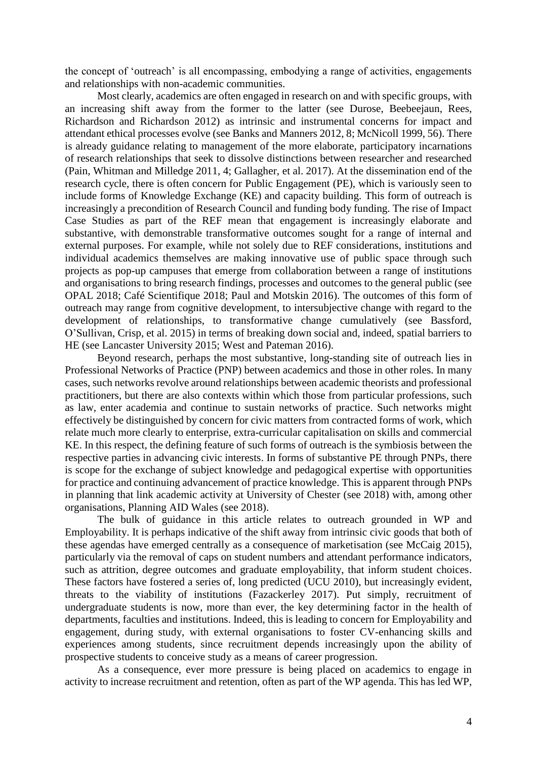the concept of 'outreach' is all encompassing, embodying a range of activities, engagements and relationships with non-academic communities.

Most clearly, academics are often engaged in research on and with specific groups, with an increasing shift away from the former to the latter (see Durose, Beebeejaun, Rees, Richardson and Richardson 2012) as intrinsic and instrumental concerns for impact and attendant ethical processes evolve (see Banks and Manners 2012, 8; McNicoll 1999, 56). There is already guidance relating to management of the more elaborate, participatory incarnations of research relationships that seek to dissolve distinctions between researcher and researched (Pain, Whitman and Milledge 2011, 4; Gallagher, et al. 2017). At the dissemination end of the research cycle, there is often concern for Public Engagement (PE), which is variously seen to include forms of Knowledge Exchange (KE) and capacity building. This form of outreach is increasingly a precondition of Research Council and funding body funding. The rise of Impact Case Studies as part of the REF mean that engagement is increasingly elaborate and substantive, with demonstrable transformative outcomes sought for a range of internal and external purposes. For example, while not solely due to REF considerations, institutions and individual academics themselves are making innovative use of public space through such projects as pop-up campuses that emerge from collaboration between a range of institutions and organisations to bring research findings, processes and outcomes to the general public (see OPAL 2018; Café Scientifique 2018; Paul and Motskin 2016). The outcomes of this form of outreach may range from cognitive development, to intersubjective change with regard to the development of relationships, to transformative change cumulatively (see Bassford, O'Sullivan, Crisp, et al. 2015) in terms of breaking down social and, indeed, spatial barriers to HE (see Lancaster University 2015; West and Pateman 2016).

Beyond research, perhaps the most substantive, long-standing site of outreach lies in Professional Networks of Practice (PNP) between academics and those in other roles. In many cases, such networks revolve around relationships between academic theorists and professional practitioners, but there are also contexts within which those from particular professions, such as law, enter academia and continue to sustain networks of practice. Such networks might effectively be distinguished by concern for civic matters from contracted forms of work, which relate much more clearly to enterprise, extra-curricular capitalisation on skills and commercial KE. In this respect, the defining feature of such forms of outreach is the symbiosis between the respective parties in advancing civic interests. In forms of substantive PE through PNPs, there is scope for the exchange of subject knowledge and pedagogical expertise with opportunities for practice and continuing advancement of practice knowledge. This is apparent through PNPs in planning that link academic activity at University of Chester (see 2018) with, among other organisations, Planning AID Wales (see 2018).

The bulk of guidance in this article relates to outreach grounded in WP and Employability. It is perhaps indicative of the shift away from intrinsic civic goods that both of these agendas have emerged centrally as a consequence of marketisation (see McCaig 2015), particularly via the removal of caps on student numbers and attendant performance indicators, such as attrition, degree outcomes and graduate employability, that inform student choices. These factors have fostered a series of, long predicted (UCU 2010), but increasingly evident, threats to the viability of institutions (Fazackerley 2017). Put simply, recruitment of undergraduate students is now, more than ever, the key determining factor in the health of departments, faculties and institutions. Indeed, this is leading to concern for Employability and engagement, during study, with external organisations to foster CV-enhancing skills and experiences among students, since recruitment depends increasingly upon the ability of prospective students to conceive study as a means of career progression.

As a consequence, ever more pressure is being placed on academics to engage in activity to increase recruitment and retention, often as part of the WP agenda. This has led WP,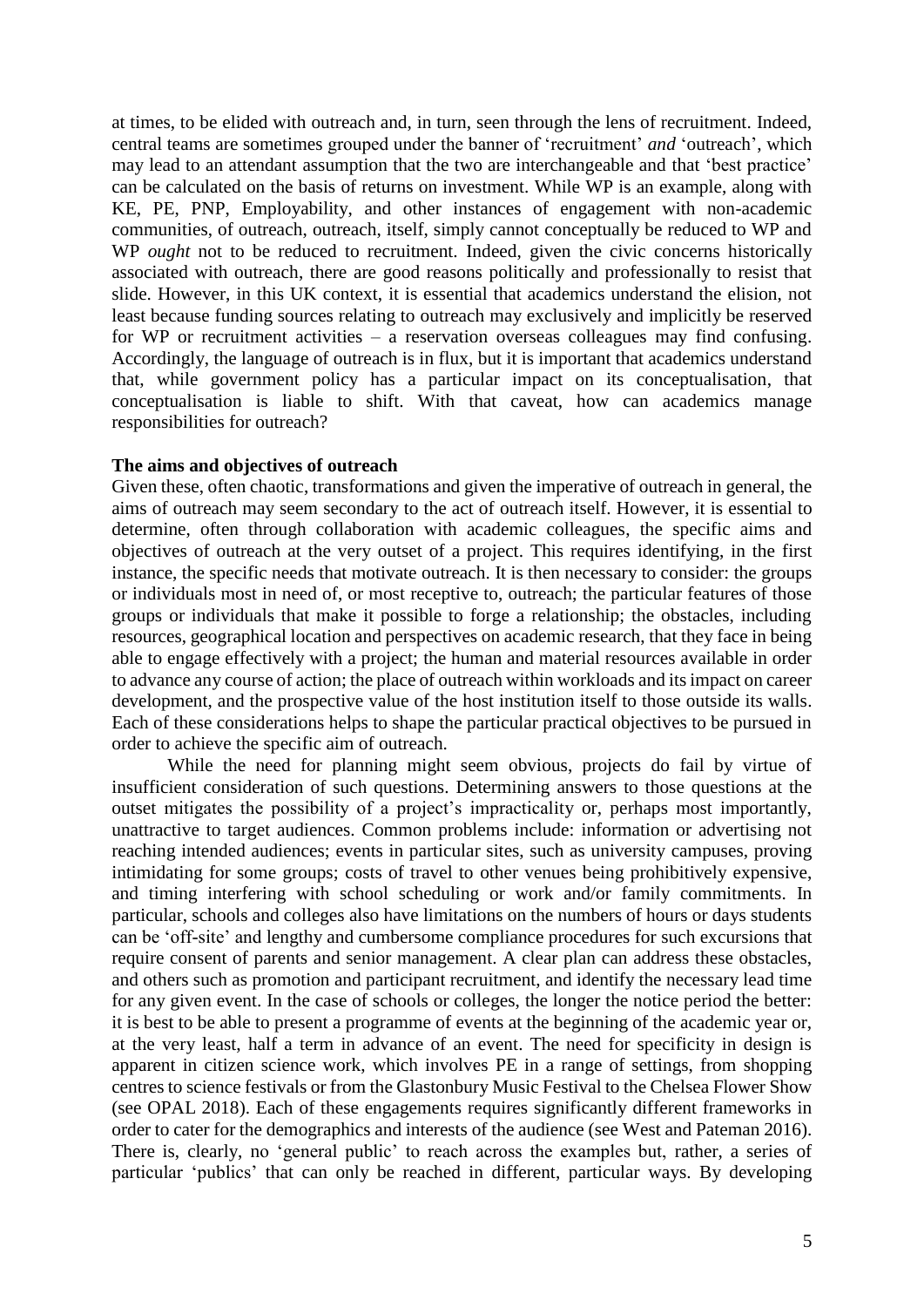at times, to be elided with outreach and, in turn, seen through the lens of recruitment. Indeed, central teams are sometimes grouped under the banner of 'recruitment' *and* 'outreach', which may lead to an attendant assumption that the two are interchangeable and that 'best practice' can be calculated on the basis of returns on investment. While WP is an example, along with KE, PE, PNP, Employability, and other instances of engagement with non-academic communities, of outreach, outreach, itself, simply cannot conceptually be reduced to WP and WP *ought* not to be reduced to recruitment. Indeed, given the civic concerns historically associated with outreach, there are good reasons politically and professionally to resist that slide. However, in this UK context, it is essential that academics understand the elision, not least because funding sources relating to outreach may exclusively and implicitly be reserved for WP or recruitment activities – a reservation overseas colleagues may find confusing. Accordingly, the language of outreach is in flux, but it is important that academics understand that, while government policy has a particular impact on its conceptualisation, that conceptualisation is liable to shift. With that caveat, how can academics manage responsibilities for outreach?

**The aims and objectives of outreach**

Given these, often chaotic, transformations and given the imperative of outreach in general, the aims of outreach may seem secondary to the act of outreach itself. However, it is essential to determine, often through collaboration with academic colleagues, the specific aims and objectives of outreach at the very outset of a project. This requires identifying, in the first instance, the specific needs that motivate outreach. It is then necessary to consider: the groups or individuals most in need of, or most receptive to, outreach; the particular features of those groups or individuals that make it possible to forge a relationship; the obstacles, including resources, geographical location and perspectives on academic research, that they face in being able to engage effectively with a project; the human and material resources available in order to advance any course of action; the place of outreach within workloads and its impact on career development, and the prospective value of the host institution itself to those outside its walls. Each of these considerations helps to shape the particular practical objectives to be pursued in order to achieve the specific aim of outreach.

While the need for planning might seem obvious, projects do fail by virtue of insufficient consideration of such questions. Determining answers to those questions at the outset mitigates the possibility of a project's impracticality or, perhaps most importantly, unattractive to target audiences. Common problems include: information or advertising not reaching intended audiences; events in particular sites, such as university campuses, proving intimidating for some groups; costs of travel to other venues being prohibitively expensive, and timing interfering with school scheduling or work and/or family commitments. In particular, schools and colleges also have limitations on the numbers of hours or days students can be 'off-site' and lengthy and cumbersome compliance procedures for such excursions that require consent of parents and senior management. A clear plan can address these obstacles, and others such as promotion and participant recruitment, and identify the necessary lead time for any given event. In the case of schools or colleges, the longer the notice period the better: it is best to be able to present a programme of events at the beginning of the academic year or, at the very least, half a term in advance of an event. The need for specificity in design is apparent in citizen science work, which involves PE in a range of settings, from shopping centres to science festivals or from the Glastonbury Music Festival to the Chelsea Flower Show (see OPAL 2018). Each of these engagements requires significantly different frameworks in order to cater for the demographics and interests of the audience (see West and Pateman 2016). There is, clearly, no 'general public' to reach across the examples but, rather, a series of particular 'publics' that can only be reached in different, particular ways. By developing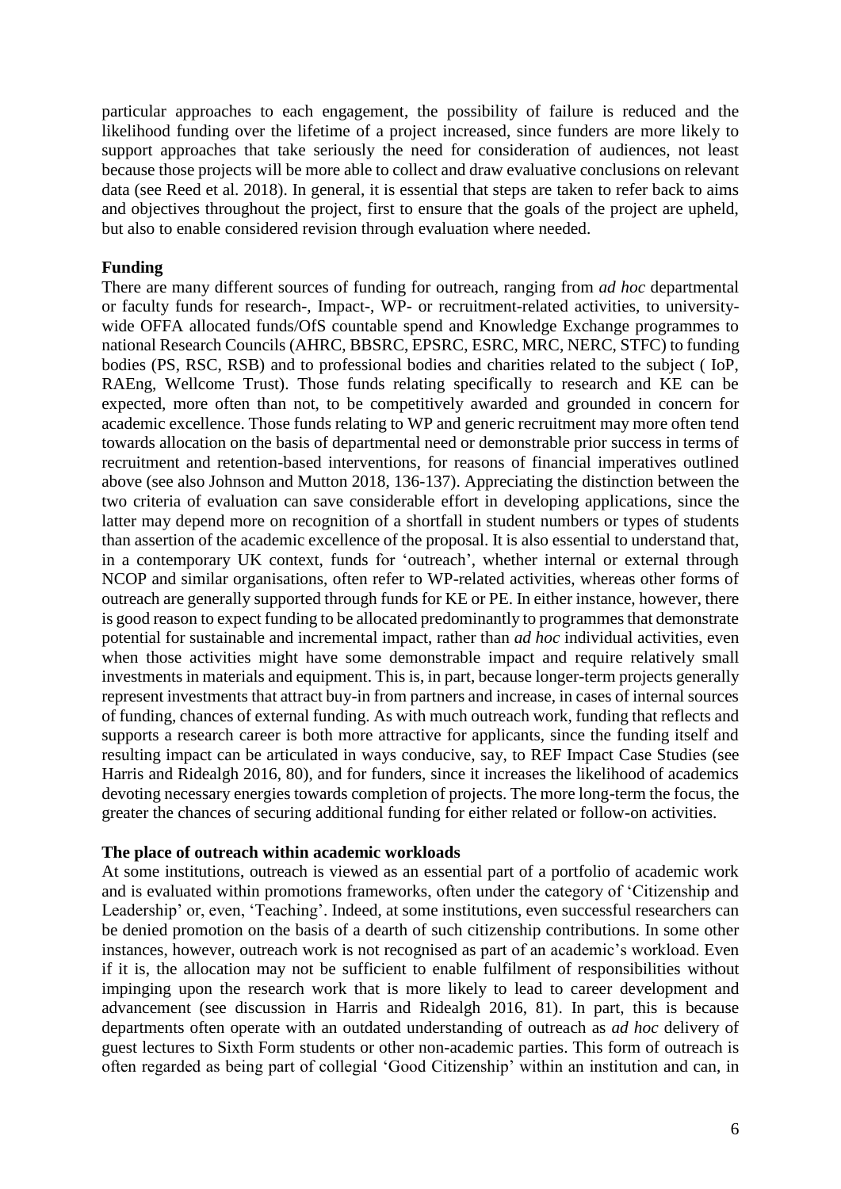particular approaches to each engagement, the possibility of failure is reduced and the likelihood funding over the lifetime of a project increased, since funders are more likely to support approaches that take seriously the need for consideration of audiences, not least because those projects will be more able to collect and draw evaluative conclusions on relevant data (see Reed et al. 2018). In general, it is essential that steps are taken to refer back to aims and objectives throughout the project, first to ensure that the goals of the project are upheld, but also to enable considered revision through evaluation where needed.

**Funding**

There are many different sources of funding for outreach, ranging from *ad hoc* departmental or faculty funds for research-, Impact-, WP- or recruitment-related activities, to university-wide OFFA allocated funds/OfS countable spend and Knowledge Exchange programmes to national Research Councils (AHRC, BBSRC, EPSRC, ESRC, MRC, NERC, STFC) to funding bodies (PS, RSC, RSB) and to professional bodies and charities related to the subject ( IoP, RAEng, Wellcome Trust). Those funds relating specifically to research and KE can be expected, more often than not, to be competitively awarded and grounded in concern for academic excellence. Those funds relating to WP and generic recruitment may more often tend towards allocation on the basis of departmental need or demonstrable prior success in terms of recruitment and retention-based interventions, for reasons of financial imperatives outlined above (see also Johnson and Mutton 2018, 136-137). Appreciating the distinction between the two criteria of evaluation can save considerable effort in developing applications, since the latter may depend more on recognition of a shortfall in student numbers or types of students than assertion of the academic excellence of the proposal. It is also essential to understand that, in a contemporary UK context, funds for 'outreach', whether internal or external through NCOP and similar organisations, often refer to WP-related activities, whereas other forms of outreach are generally supported through funds for KE or PE. In either instance, however, there is good reason to expect funding to be allocated predominantly to programmes that demonstrate potential for sustainable and incremental impact, rather than *ad hoc* individual activities, even when those activities might have some demonstrable impact and require relatively small investments in materials and equipment. This is, in part, because longer-term projects generally represent investments that attract buy-in from partners and increase, in cases of internal sources of funding, chances of external funding. As with much outreach work, funding that reflects and supports a research career is both more attractive for applicants, since the funding itself and resulting impact can be articulated in ways conducive, say, to REF Impact Case Studies (see Harris and Ridealgh 2016, 80), and for funders, since it increases the likelihood of academics devoting necessary energies towards completion of projects. The more long-term the focus, the greater the chances of securing additional funding for either related or follow-on activities.

**The place of outreach within academic workloads**

At some institutions, outreach is viewed as an essential part of a portfolio of academic work and is evaluated within promotions frameworks, often under the category of 'Citizenship and Leadership' or, even, 'Teaching'. Indeed, at some institutions, even successful researchers can be denied promotion on the basis of a dearth of such citizenship contributions. In some other instances, however, outreach work is not recognised as part of an academic's workload. Even if it is, the allocation may not be sufficient to enable fulfilment of responsibilities without impinging upon the research work that is more likely to lead to career development and advancement (see discussion in Harris and Ridealgh 2016, 81). In part, this is because departments often operate with an outdated understanding of outreach as *ad hoc* delivery of guest lectures to Sixth Form students or other non-academic parties. This form of outreach is often regarded as being part of collegial 'Good Citizenship' within an institution and can, in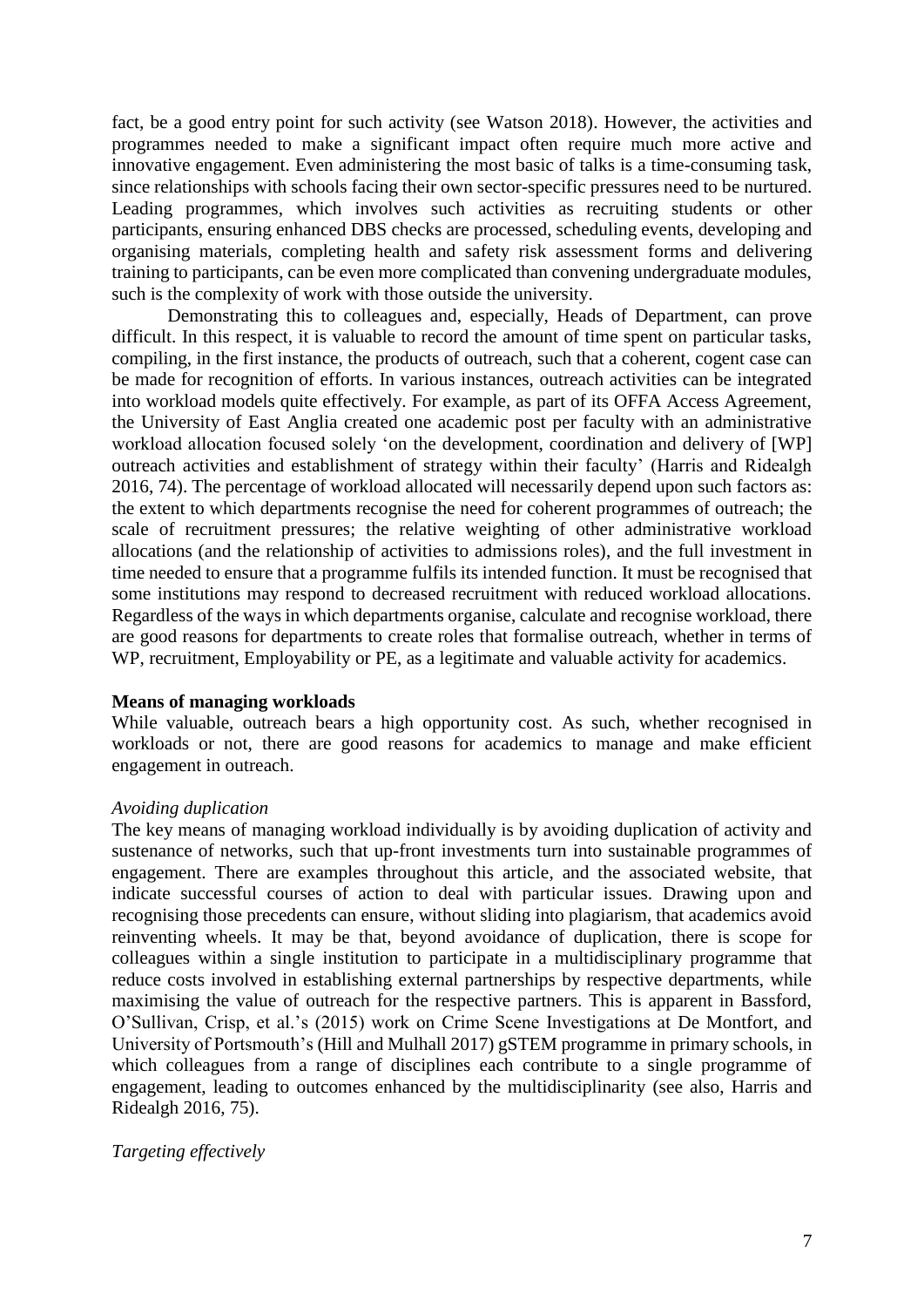fact, be a good entry point for such activity (see Watson 2018). However, the activities and programmes needed to make a significant impact often require much more active and innovative engagement. Even administering the most basic of talks is a time-consuming task, since relationships with schools facing their own sector-specific pressures need to be nurtured. Leading programmes, which involves such activities as recruiting students or other participants, ensuring enhanced DBS checks are processed, scheduling events, developing and organising materials, completing health and safety risk assessment forms and delivering training to participants, can be even more complicated than convening undergraduate modules, such is the complexity of work with those outside the university.

Demonstrating this to colleagues and, especially, Heads of Department, can prove difficult. In this respect, it is valuable to record the amount of time spent on particular tasks, compiling, in the first instance, the products of outreach, such that a coherent, cogent case can be made for recognition of efforts. In various instances, outreach activities can be integrated into workload models quite effectively. For example, as part of its OFFA Access Agreement, the University of East Anglia created one academic post per faculty with an administrative workload allocation focused solely 'on the development, coordination and delivery of [WP] outreach activities and establishment of strategy within their faculty' (Harris and Ridealgh 2016, 74). The percentage of workload allocated will necessarily depend upon such factors as: the extent to which departments recognise the need for coherent programmes of outreach; the scale of recruitment pressures; the relative weighting of other administrative workload allocations (and the relationship of activities to admissions roles), and the full investment in time needed to ensure that a programme fulfils its intended function. It must be recognised that some institutions may respond to decreased recruitment with reduced workload allocations. Regardless of the ways in which departments organise, calculate and recognise workload, there are good reasons for departments to create roles that formalise outreach, whether in terms of WP, recruitment, Employability or PE, as a legitimate and valuable activity for academics.

**Means of managing workloads**

While valuable, outreach bears a high opportunity cost. As such, whether recognised in workloads or not, there are good reasons for academics to manage and make efficient engagement in outreach.

*Avoiding duplication*

The key means of managing workload individually is by avoiding duplication of activity and sustenance of networks, such that up-front investments turn into sustainable programmes of engagement. There are examples throughout this article, and the associated website, that indicate successful courses of action to deal with particular issues. Drawing upon and recognising those precedents can ensure, without sliding into plagiarism, that academics avoid reinventing wheels. It may be that, beyond avoidance of duplication, there is scope for colleagues within a single institution to participate in a multidisciplinary programme that reduce costs involved in establishing external partnerships by respective departments, while maximising the value of outreach for the respective partners. This is apparent in Bassford, O'Sullivan, Crisp, et al.'s (2015) work on Crime Scene Investigations at De Montfort, and University of Portsmouth's (Hill and Mulhall 2017) gSTEM programme in primary schools, in which colleagues from a range of disciplines each contribute to a single programme of engagement, leading to outcomes enhanced by the multidisciplinarity (see also, Harris and Ridealgh 2016, 75).

*Targeting effectively*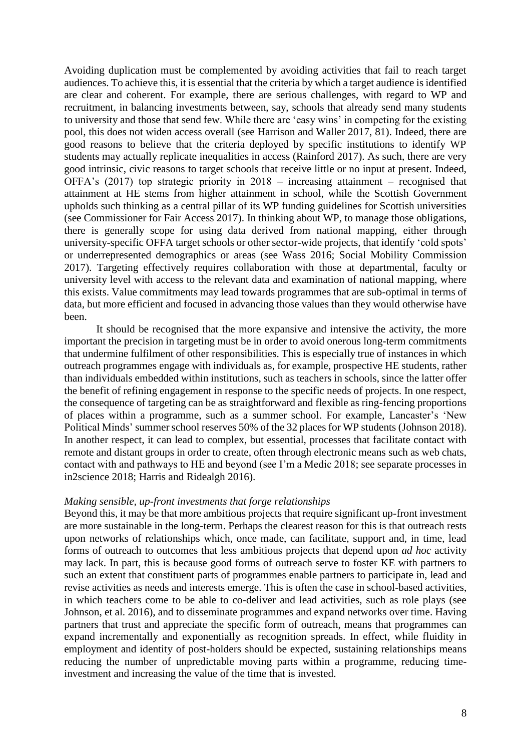Avoiding duplication must be complemented by avoiding activities that fail to reach target audiences. To achieve this, it is essential that the criteria by which a target audience is identified are clear and coherent. For example, there are serious challenges, with regard to WP and recruitment, in balancing investments between, say, schools that already send many students to university and those that send few. While there are 'easy wins' in competing for the existing pool, this does not widen access overall (see Harrison and Waller 2017, 81). Indeed, there are good reasons to believe that the criteria deployed by specific institutions to identify WP students may actually replicate inequalities in access (Rainford 2017). As such, there are very good intrinsic, civic reasons to target schools that receive little or no input at present. Indeed, OFFA's (2017) top strategic priority in 2018 – increasing attainment – recognised that attainment at HE stems from higher attainment in school, while the Scottish Government upholds such thinking as a central pillar of its WP funding guidelines for Scottish universities (see Commissioner for Fair Access 2017). In thinking about WP, to manage those obligations, there is generally scope for using data derived from national mapping, either through university-specific OFFA target schools or other sector-wide projects, that identify 'cold spots' or underrepresented demographics or areas (see Wass 2016; Social Mobility Commission 2017). Targeting effectively requires collaboration with those at departmental, faculty or university level with access to the relevant data and examination of national mapping, where this exists. Value commitments may lead towards programmes that are sub-optimal in terms of data, but more efficient and focused in advancing those values than they would otherwise have been.

It should be recognised that the more expansive and intensive the activity, the more important the precision in targeting must be in order to avoid onerous long-term commitments that undermine fulfilment of other responsibilities. This is especially true of instances in which outreach programmes engage with individuals as, for example, prospective HE students, rather than individuals embedded within institutions, such as teachers in schools, since the latter offer the benefit of refining engagement in response to the specific needs of projects. In one respect, the consequence of targeting can be as straightforward and flexible as ring-fencing proportions of places within a programme, such as a summer school. For example, Lancaster's 'New Political Minds' summer school reserves 50% of the 32 places for WP students (Johnson 2018). In another respect, it can lead to complex, but essential, processes that facilitate contact with remote and distant groups in order to create, often through electronic means such as web chats, contact with and pathways to HE and beyond (see I'm a Medic 2018; see separate processes in in2science 2018; Harris and Ridealgh 2016).

*Making sensible, up-front investments that forge relationships*

Beyond this, it may be that more ambitious projects that require significant up-front investment are more sustainable in the long-term. Perhaps the clearest reason for this is that outreach rests upon networks of relationships which, once made, can facilitate, support and, in time, lead forms of outreach to outcomes that less ambitious projects that depend upon *ad hoc* activity may lack. In part, this is because good forms of outreach serve to foster KE with partners to such an extent that constituent parts of programmes enable partners to participate in, lead and revise activities as needs and interests emerge. This is often the case in school-based activities, in which teachers come to be able to co-deliver and lead activities, such as role plays (see Johnson, et al. 2016), and to disseminate programmes and expand networks over time. Having partners that trust and appreciate the specific form of outreach, means that programmes can expand incrementally and exponentially as recognition spreads. In effect, while fluidity in employment and identity of post-holders should be expected, sustaining relationships means reducing the number of unpredictable moving parts within a programme, reducing time-investment and increasing the value of the time that is invested.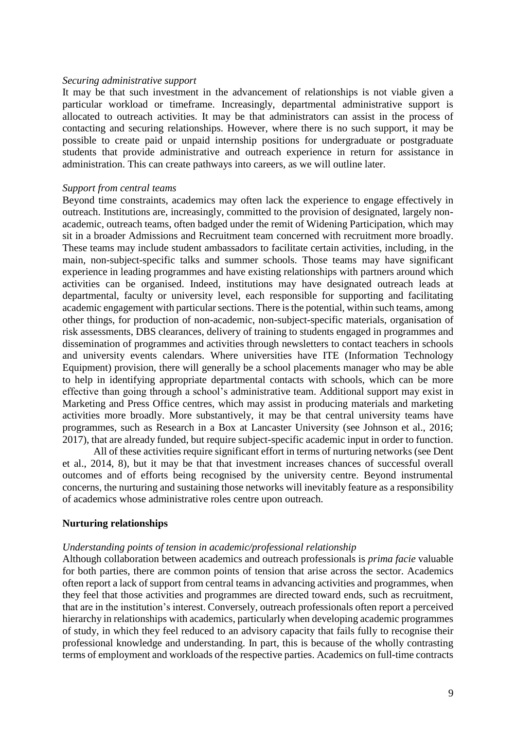*Securing administrative support*

It may be that such investment in the advancement of relationships is not viable given a particular workload or timeframe. Increasingly, departmental administrative support is allocated to outreach activities. It may be that administrators can assist in the process of contacting and securing relationships. However, where there is no such support, it may be possible to create paid or unpaid internship positions for undergraduate or postgraduate students that provide administrative and outreach experience in return for assistance in administration. This can create pathways into careers, as we will outline later.

*Support from central teams*

Beyond time constraints, academics may often lack the experience to engage effectively in outreach. Institutions are, increasingly, committed to the provision of designated, largely non-academic, outreach teams, often badged under the remit of Widening Participation, which may sit in a broader Admissions and Recruitment team concerned with recruitment more broadly. These teams may include student ambassadors to facilitate certain activities, including, in the main, non-subject-specific talks and summer schools. Those teams may have significant experience in leading programmes and have existing relationships with partners around which activities can be organised. Indeed, institutions may have designated outreach leads at departmental, faculty or university level, each responsible for supporting and facilitating academic engagement with particular sections. There is the potential, within such teams, among other things, for production of non-academic, non-subject-specific materials, organisation of risk assessments, DBS clearances, delivery of training to students engaged in programmes and dissemination of programmes and activities through newsletters to contact teachers in schools and university events calendars. Where universities have ITE (Information Technology Equipment) provision, there will generally be a school placements manager who may be able to help in identifying appropriate departmental contacts with schools, which can be more effective than going through a school's administrative team. Additional support may exist in Marketing and Press Office centres, which may assist in producing materials and marketing activities more broadly. More substantively, it may be that central university teams have programmes, such as Research in a Box at Lancaster University (see Johnson et al., 2016; 2017), that are already funded, but require subject-specific academic input in order to function.

All of these activities require significant effort in terms of nurturing networks (see Dent et al., 2014, 8), but it may be that that investment increases chances of successful overall outcomes and of efforts being recognised by the university centre. Beyond instrumental concerns, the nurturing and sustaining those networks will inevitably feature as a responsibility of academics whose administrative roles centre upon outreach.

## Nurturing relationships

*Understanding points of tension in academic/professional relationship*

Although collaboration between academics and outreach professionals is *prima facie* valuable for both parties, there are common points of tension that arise across the sector. Academics often report a lack of support from central teams in advancing activities and programmes, when they feel that those activities and programmes are directed toward ends, such as recruitment, that are in the institution's interest. Conversely, outreach professionals often report a perceived hierarchy in relationships with academics, particularly when developing academic programmes of study, in which they feel reduced to an advisory capacity that fails fully to recognise their professional knowledge and understanding. In part, this is because of the wholly contrasting terms of employment and workloads of the respective parties. Academics on full-time contracts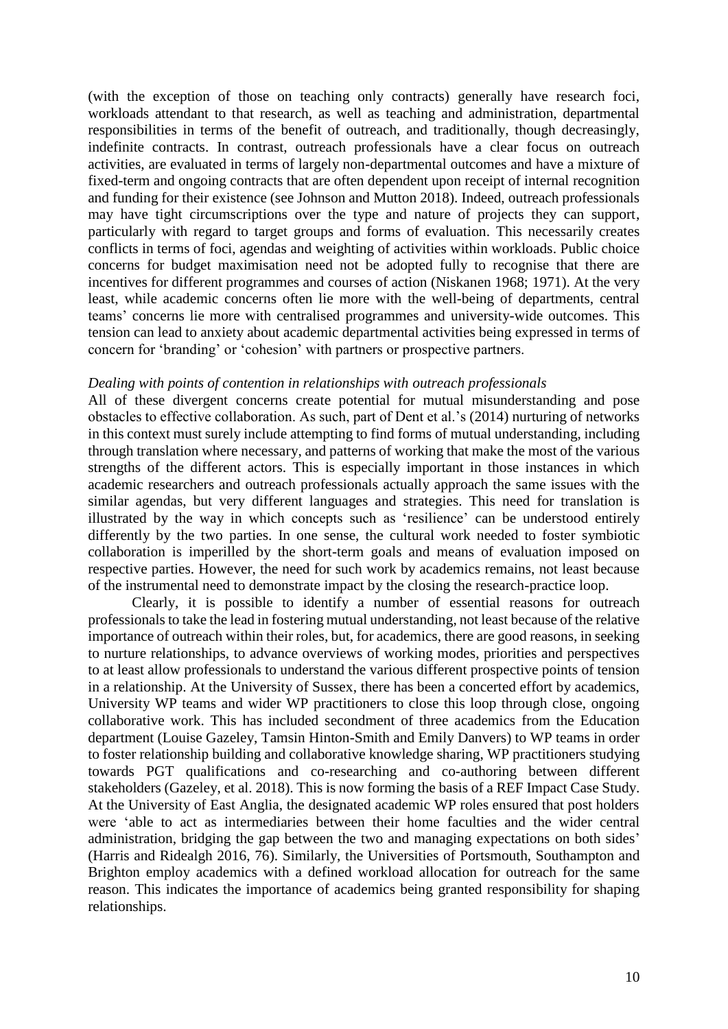(with the exception of those on teaching only contracts) generally have research foci, workloads attendant to that research, as well as teaching and administration, departmental responsibilities in terms of the benefit of outreach, and traditionally, though decreasingly, indefinite contracts. In contrast, outreach professionals have a clear focus on outreach activities, are evaluated in terms of largely non-departmental outcomes and have a mixture of fixed-term and ongoing contracts that are often dependent upon receipt of internal recognition and funding for their existence (see Johnson and Mutton 2018). Indeed, outreach professionals may have tight circumscriptions over the type and nature of projects they can support, particularly with regard to target groups and forms of evaluation. This necessarily creates conflicts in terms of foci, agendas and weighting of activities within workloads. Public choice concerns for budget maximisation need not be adopted fully to recognise that there are incentives for different programmes and courses of action (Niskanen 1968; 1971). At the very least, while academic concerns often lie more with the well-being of departments, central teams' concerns lie more with centralised programmes and university-wide outcomes. This tension can lead to anxiety about academic departmental activities being expressed in terms of concern for 'branding' or 'cohesion' with partners or prospective partners.

*Dealing with points of contention in relationships with outreach professionals*

All of these divergent concerns create potential for mutual misunderstanding and pose obstacles to effective collaboration. As such, part of Dent et al.'s (2014) nurturing of networks in this context must surely include attempting to find forms of mutual understanding, including through translation where necessary, and patterns of working that make the most of the various strengths of the different actors. This is especially important in those instances in which academic researchers and outreach professionals actually approach the same issues with the similar agendas, but very different languages and strategies. This need for translation is illustrated by the way in which concepts such as 'resilience' can be understood entirely differently by the two parties. In one sense, the cultural work needed to foster symbiotic collaboration is imperilled by the short-term goals and means of evaluation imposed on respective parties. However, the need for such work by academics remains, not least because of the instrumental need to demonstrate impact by the closing the research-practice loop.

Clearly, it is possible to identify a number of essential reasons for outreach professionals to take the lead in fostering mutual understanding, not least because of the relative importance of outreach within their roles, but, for academics, there are good reasons, in seeking to nurture relationships, to advance overviews of working modes, priorities and perspectives to at least allow professionals to understand the various different prospective points of tension in a relationship. At the University of Sussex, there has been a concerted effort by academics, University WP teams and wider WP practitioners to close this loop through close, ongoing collaborative work. This has included secondment of three academics from the Education department (Louise Gazeley, Tamsin Hinton-Smith and Emily Danvers) to WP teams in order to foster relationship building and collaborative knowledge sharing, WP practitioners studying towards PGT qualifications and co-researching and co-authoring between different stakeholders (Gazeley, et al. 2018). This is now forming the basis of a REF Impact Case Study. At the University of East Anglia, the designated academic WP roles ensured that post holders were 'able to act as intermediaries between their home faculties and the wider central administration, bridging the gap between the two and managing expectations on both sides' (Harris and Ridealgh 2016, 76). Similarly, the Universities of Portsmouth, Southampton and Brighton employ academics with a defined workload allocation for outreach for the same reason. This indicates the importance of academics being granted responsibility for shaping relationships.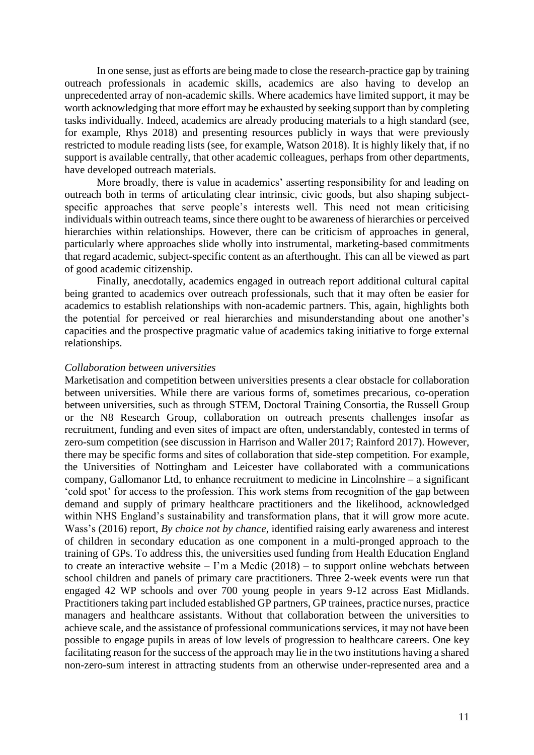In one sense, just as efforts are being made to close the research-practice gap by training outreach professionals in academic skills, academics are also having to develop an unprecedented array of non-academic skills. Where academics have limited support, it may be worth acknowledging that more effort may be exhausted by seeking support than by completing tasks individually. Indeed, academics are already producing materials to a high standard (see, for example, Rhys 2018) and presenting resources publicly in ways that were previously restricted to module reading lists (see, for example, Watson 2018). It is highly likely that, if no support is available centrally, that other academic colleagues, perhaps from other departments, have developed outreach materials.

More broadly, there is value in academics' asserting responsibility for and leading on outreach both in terms of articulating clear intrinsic, civic goods, but also shaping subject-specific approaches that serve people's interests well. This need not mean criticising individuals within outreach teams, since there ought to be awareness of hierarchies or perceived hierarchies within relationships. However, there can be criticism of approaches in general, particularly where approaches slide wholly into instrumental, marketing-based commitments that regard academic, subject-specific content as an afterthought. This can all be viewed as part of good academic citizenship.

Finally, anecdotally, academics engaged in outreach report additional cultural capital being granted to academics over outreach professionals, such that it may often be easier for academics to establish relationships with non-academic partners. This, again, highlights both the potential for perceived or real hierarchies and misunderstanding about one another's capacities and the prospective pragmatic value of academics taking initiative to forge external relationships.

*Collaboration between universities*

Marketisation and competition between universities presents a clear obstacle for collaboration between universities. While there are various forms of, sometimes precarious, co-operation between universities, such as through STEM, Doctoral Training Consortia, the Russell Group or the N8 Research Group, collaboration on outreach presents challenges insofar as recruitment, funding and even sites of impact are often, understandably, contested in terms of zero-sum competition (see discussion in Harrison and Waller 2017; Rainford 2017). However, there may be specific forms and sites of collaboration that side-step competition. For example, the Universities of Nottingham and Leicester have collaborated with a communications company, Gallomanor Ltd, to enhance recruitment to medicine in Lincolnshire – a significant 'cold spot' for access to the profession. This work stems from recognition of the gap between demand and supply of primary healthcare practitioners and the likelihood, acknowledged within NHS England's sustainability and transformation plans, that it will grow more acute. Wass's (2016) report, *By choice not by chance*, identified raising early awareness and interest of children in secondary education as one component in a multi-pronged approach to the training of GPs. To address this, the universities used funding from Health Education England to create an interactive website – I'm a Medic (2018) – to support online webchats between school children and panels of primary care practitioners. Three 2-week events were run that engaged 42 WP schools and over 700 young people in years 9-12 across East Midlands. Practitioners taking part included established GP partners, GP trainees, practice nurses, practice managers and healthcare assistants. Without that collaboration between the universities to achieve scale, and the assistance of professional communications services, it may not have been possible to engage pupils in areas of low levels of progression to healthcare careers. One key facilitating reason for the success of the approach may lie in the two institutions having a shared non-zero-sum interest in attracting students from an otherwise under-represented area and a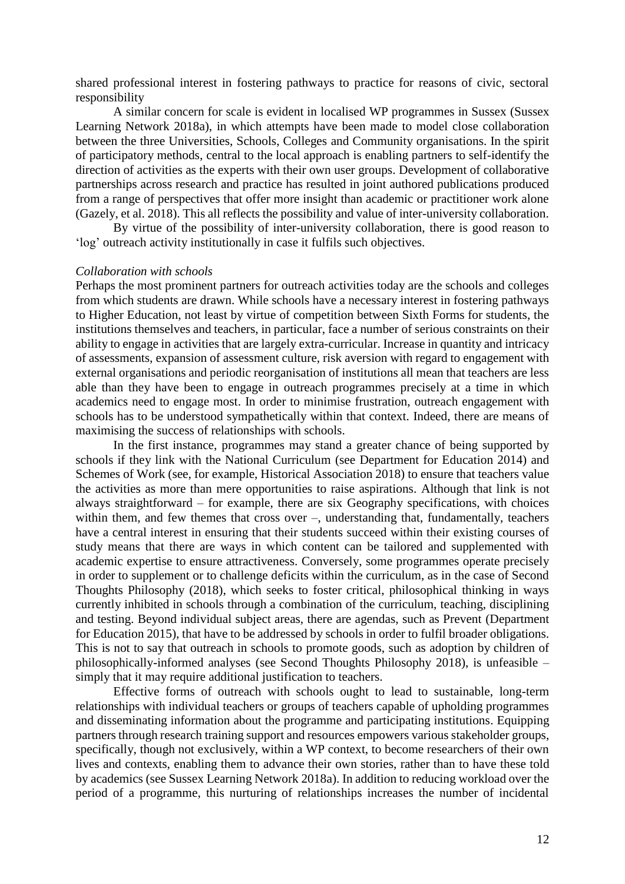shared professional interest in fostering pathways to practice for reasons of civic, sectoral responsibility

A similar concern for scale is evident in localised WP programmes in Sussex (Sussex Learning Network 2018a), in which attempts have been made to model close collaboration between the three Universities, Schools, Colleges and Community organisations. In the spirit of participatory methods, central to the local approach is enabling partners to self-identify the direction of activities as the experts with their own user groups. Development of collaborative partnerships across research and practice has resulted in joint authored publications produced from a range of perspectives that offer more insight than academic or practitioner work alone (Gazely, et al. 2018). This all reflects the possibility and value of inter-university collaboration.

By virtue of the possibility of inter-university collaboration, there is good reason to 'log' outreach activity institutionally in case it fulfils such objectives.

*Collaboration with schools*

Perhaps the most prominent partners for outreach activities today are the schools and colleges from which students are drawn. While schools have a necessary interest in fostering pathways to Higher Education, not least by virtue of competition between Sixth Forms for students, the institutions themselves and teachers, in particular, face a number of serious constraints on their ability to engage in activities that are largely extra-curricular. Increase in quantity and intricacy of assessments, expansion of assessment culture, risk aversion with regard to engagement with external organisations and periodic reorganisation of institutions all mean that teachers are less able than they have been to engage in outreach programmes precisely at a time in which academics need to engage most. In order to minimise frustration, outreach engagement with schools has to be understood sympathetically within that context. Indeed, there are means of maximising the success of relationships with schools.

In the first instance, programmes may stand a greater chance of being supported by schools if they link with the National Curriculum (see Department for Education 2014) and Schemes of Work (see, for example, Historical Association 2018) to ensure that teachers value the activities as more than mere opportunities to raise aspirations. Although that link is not always straightforward – for example, there are six Geography specifications, with choices within them, and few themes that cross over –, understanding that, fundamentally, teachers have a central interest in ensuring that their students succeed within their existing courses of study means that there are ways in which content can be tailored and supplemented with academic expertise to ensure attractiveness. Conversely, some programmes operate precisely in order to supplement or to challenge deficits within the curriculum, as in the case of Second Thoughts Philosophy (2018), which seeks to foster critical, philosophical thinking in ways currently inhibited in schools through a combination of the curriculum, teaching, disciplining and testing. Beyond individual subject areas, there are agendas, such as Prevent (Department for Education 2015), that have to be addressed by schools in order to fulfil broader obligations. This is not to say that outreach in schools to promote goods, such as adoption by children of philosophically-informed analyses (see Second Thoughts Philosophy 2018), is unfeasible – simply that it may require additional justification to teachers.

Effective forms of outreach with schools ought to lead to sustainable, long-term relationships with individual teachers or groups of teachers capable of upholding programmes and disseminating information about the programme and participating institutions. Equipping partners through research training support and resources empowers various stakeholder groups, specifically, though not exclusively, within a WP context, to become researchers of their own lives and contexts, enabling them to advance their own stories, rather than to have these told by academics (see Sussex Learning Network 2018a). In addition to reducing workload over the period of a programme, this nurturing of relationships increases the number of incidental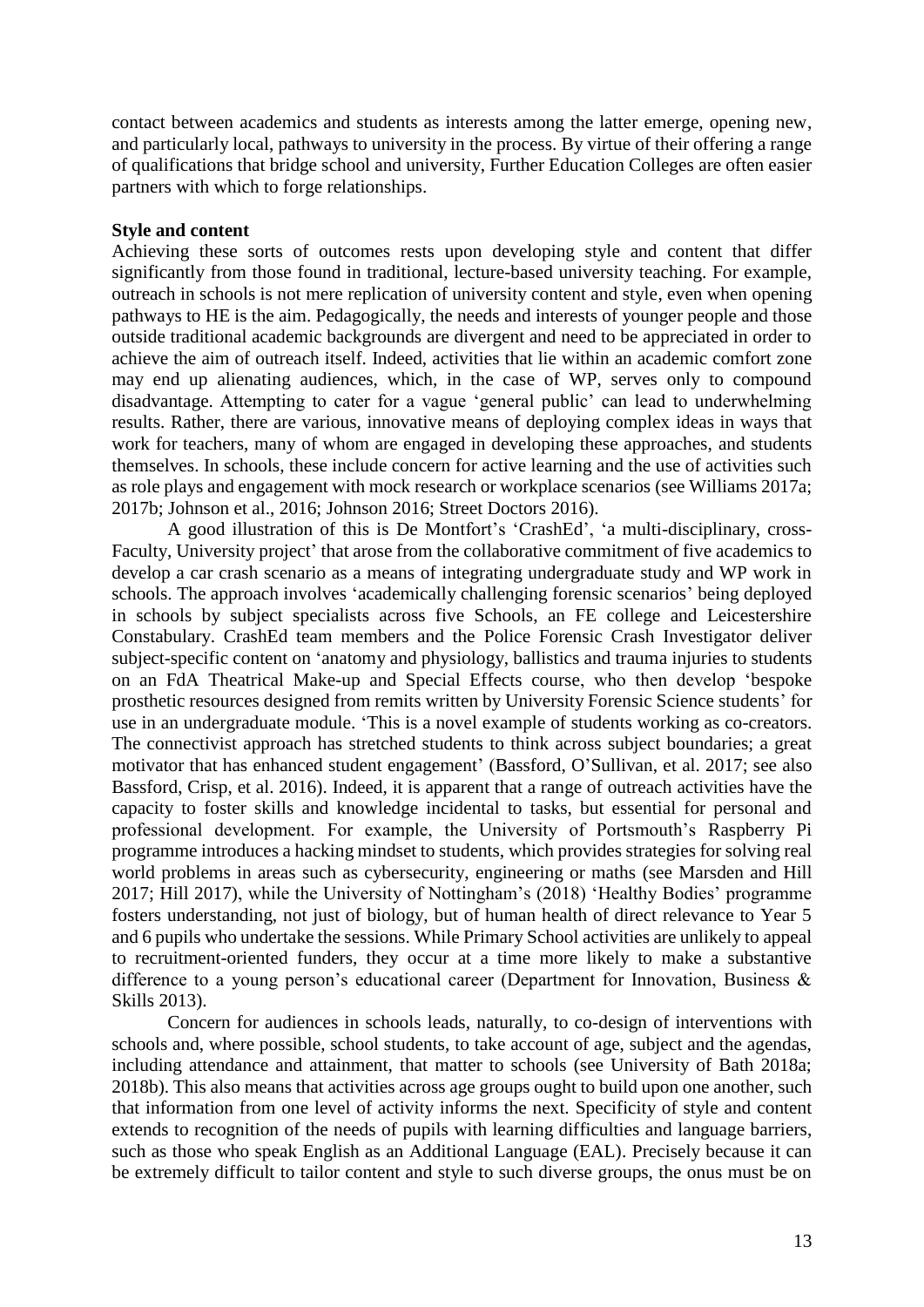contact between academics and students as interests among the latter emerge, opening new, and particularly local, pathways to university in the process. By virtue of their offering a range of qualifications that bridge school and university, Further Education Colleges are often easier partners with which to forge relationships.

**Style and content**

Achieving these sorts of outcomes rests upon developing style and content that differ significantly from those found in traditional, lecture-based university teaching. For example, outreach in schools is not mere replication of university content and style, even when opening pathways to HE is the aim. Pedagogically, the needs and interests of younger people and those outside traditional academic backgrounds are divergent and need to be appreciated in order to achieve the aim of outreach itself. Indeed, activities that lie within an academic comfort zone may end up alienating audiences, which, in the case of WP, serves only to compound disadvantage. Attempting to cater for a vague 'general public' can lead to underwhelming results. Rather, there are various, innovative means of deploying complex ideas in ways that work for teachers, many of whom are engaged in developing these approaches, and students themselves. In schools, these include concern for active learning and the use of activities such as role plays and engagement with mock research or workplace scenarios (see Williams 2017a; 2017b; Johnson et al., 2016; Johnson 2016; Street Doctors 2016).

A good illustration of this is De Montfort's 'CrashEd', 'a multi-disciplinary, cross-Faculty, University project' that arose from the collaborative commitment of five academics to develop a car crash scenario as a means of integrating undergraduate study and WP work in schools. The approach involves 'academically challenging forensic scenarios' being deployed in schools by subject specialists across five Schools, an FE college and Leicestershire Constabulary. CrashEd team members and the Police Forensic Crash Investigator deliver subject-specific content on 'anatomy and physiology, ballistics and trauma injuries to students on an FdA Theatrical Make-up and Special Effects course, who then develop 'bespoke prosthetic resources designed from remits written by University Forensic Science students' for use in an undergraduate module. 'This is a novel example of students working as co-creators. The connectivist approach has stretched students to think across subject boundaries; a great motivator that has enhanced student engagement' (Bassford, O'Sullivan, et al. 2017; see also Bassford, Crisp, et al. 2016). Indeed, it is apparent that a range of outreach activities have the capacity to foster skills and knowledge incidental to tasks, but essential for personal and professional development. For example, the University of Portsmouth's Raspberry Pi programme introduces a hacking mindset to students, which provides strategies for solving real world problems in areas such as cybersecurity, engineering or maths (see Marsden and Hill 2017; Hill 2017), while the University of Nottingham's (2018) 'Healthy Bodies' programme fosters understanding, not just of biology, but of human health of direct relevance to Year 5 and 6 pupils who undertake the sessions. While Primary School activities are unlikely to appeal to recruitment-oriented funders, they occur at a time more likely to make a substantive difference to a young person's educational career (Department for Innovation, Business & Skills 2013).

Concern for audiences in schools leads, naturally, to co-design of interventions with schools and, where possible, school students, to take account of age, subject and the agendas, including attendance and attainment, that matter to schools (see University of Bath 2018a; 2018b). This also means that activities across age groups ought to build upon one another, such that information from one level of activity informs the next. Specificity of style and content extends to recognition of the needs of pupils with learning difficulties and language barriers, such as those who speak English as an Additional Language (EAL). Precisely because it can be extremely difficult to tailor content and style to such diverse groups, the onus must be on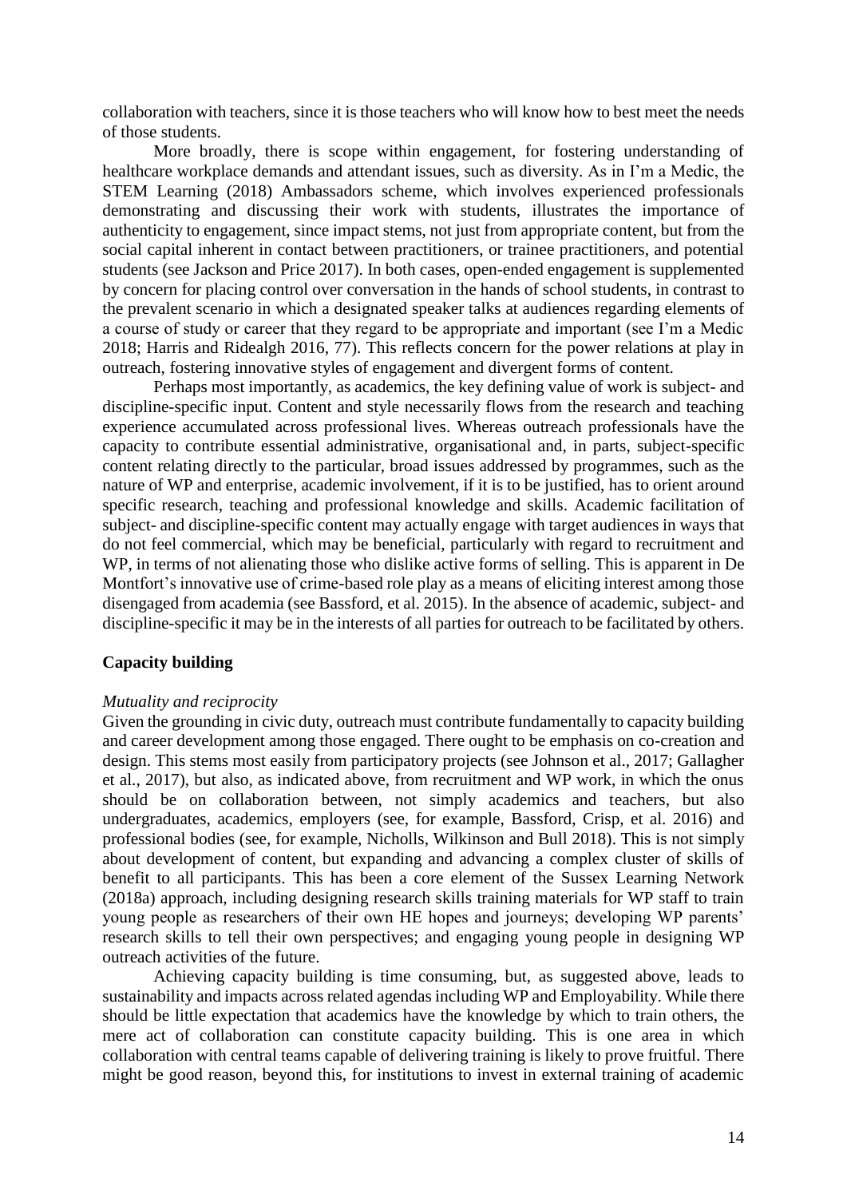collaboration with teachers, since it is those teachers who will know how to best meet the needs of those students.

More broadly, there is scope within engagement, for fostering understanding of healthcare workplace demands and attendant issues, such as diversity. As in I'm a Medic, the STEM Learning (2018) Ambassadors scheme, which involves experienced professionals demonstrating and discussing their work with students, illustrates the importance of authenticity to engagement, since impact stems, not just from appropriate content, but from the social capital inherent in contact between practitioners, or trainee practitioners, and potential students (see Jackson and Price 2017). In both cases, open-ended engagement is supplemented by concern for placing control over conversation in the hands of school students, in contrast to the prevalent scenario in which a designated speaker talks at audiences regarding elements of a course of study or career that they regard to be appropriate and important (see I'm a Medic 2018; Harris and Ridealgh 2016, 77). This reflects concern for the power relations at play in outreach, fostering innovative styles of engagement and divergent forms of content.

Perhaps most importantly, as academics, the key defining value of work is subject- and discipline-specific input. Content and style necessarily flows from the research and teaching experience accumulated across professional lives. Whereas outreach professionals have the capacity to contribute essential administrative, organisational and, in parts, subject-specific content relating directly to the particular, broad issues addressed by programmes, such as the nature of WP and enterprise, academic involvement, if it is to be justified, has to orient around specific research, teaching and professional knowledge and skills. Academic facilitation of subject- and discipline-specific content may actually engage with target audiences in ways that do not feel commercial, which may be beneficial, particularly with regard to recruitment and WP, in terms of not alienating those who dislike active forms of selling. This is apparent in De Montfort's innovative use of crime-based role play as a means of eliciting interest among those disengaged from academia (see Bassford, et al. 2015). In the absence of academic, subject- and discipline-specific it may be in the interests of all parties for outreach to be facilitated by others.

## Capacity building

### *Mutuality and reciprocity*

Given the grounding in civic duty, outreach must contribute fundamentally to capacity building and career development among those engaged. There ought to be emphasis on co-creation and design. This stems most easily from participatory projects (see Johnson et al., 2017; Gallagher et al., 2017), but also, as indicated above, from recruitment and WP work, in which the onus should be on collaboration between, not simply academics and teachers, but also undergraduates, academics, employers (see, for example, Bassford, Crisp, et al. 2016) and professional bodies (see, for example, Nicholls, Wilkinson and Bull 2018). This is not simply about development of content, but expanding and advancing a complex cluster of skills of benefit to all participants. This has been a core element of the Sussex Learning Network (2018a) approach, including designing research skills training materials for WP staff to train young people as researchers of their own HE hopes and journeys; developing WP parents' research skills to tell their own perspectives; and engaging young people in designing WP outreach activities of the future.

Achieving capacity building is time consuming, but, as suggested above, leads to sustainability and impacts across related agendas including WP and Employability. While there should be little expectation that academics have the knowledge by which to train others, the mere act of collaboration can constitute capacity building. This is one area in which collaboration with central teams capable of delivering training is likely to prove fruitful. There might be good reason, beyond this, for institutions to invest in external training of academic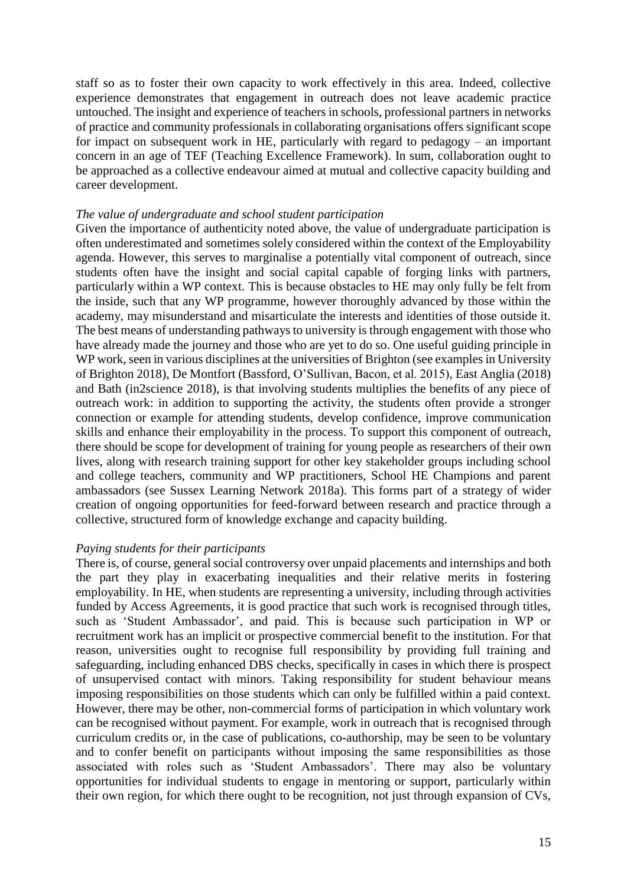staff so as to foster their own capacity to work effectively in this area. Indeed, collective experience demonstrates that engagement in outreach does not leave academic practice untouched. The insight and experience of teachers in schools, professional partners in networks of practice and community professionals in collaborating organisations offers significant scope for impact on subsequent work in HE, particularly with regard to pedagogy – an important concern in an age of TEF (Teaching Excellence Framework). In sum, collaboration ought to be approached as a collective endeavour aimed at mutual and collective capacity building and career development.

*The value of undergraduate and school student participation*

Given the importance of authenticity noted above, the value of undergraduate participation is often underestimated and sometimes solely considered within the context of the Employability agenda. However, this serves to marginalise a potentially vital component of outreach, since students often have the insight and social capital capable of forging links with partners, particularly within a WP context. This is because obstacles to HE may only fully be felt from the inside, such that any WP programme, however thoroughly advanced by those within the academy, may misunderstand and misarticulate the interests and identities of those outside it. The best means of understanding pathways to university is through engagement with those who have already made the journey and those who are yet to do so. One useful guiding principle in WP work, seen in various disciplines at the universities of Brighton (see examples in University of Brighton 2018), De Montfort (Bassford, O'Sullivan, Bacon, et al. 2015), East Anglia (2018) and Bath (in2science 2018), is that involving students multiplies the benefits of any piece of outreach work: in addition to supporting the activity, the students often provide a stronger connection or example for attending students, develop confidence, improve communication skills and enhance their employability in the process. To support this component of outreach, there should be scope for development of training for young people as researchers of their own lives, along with research training support for other key stakeholder groups including school and college teachers, community and WP practitioners, School HE Champions and parent ambassadors (see Sussex Learning Network 2018a). This forms part of a strategy of wider creation of ongoing opportunities for feed-forward between research and practice through a collective, structured form of knowledge exchange and capacity building.

*Paying students for their participants*

There is, of course, general social controversy over unpaid placements and internships and both the part they play in exacerbating inequalities and their relative merits in fostering employability. In HE, when students are representing a university, including through activities funded by Access Agreements, it is good practice that such work is recognised through titles, such as 'Student Ambassador', and paid. This is because such participation in WP or recruitment work has an implicit or prospective commercial benefit to the institution. For that reason, universities ought to recognise full responsibility by providing full training and safeguarding, including enhanced DBS checks, specifically in cases in which there is prospect of unsupervised contact with minors. Taking responsibility for student behaviour means imposing responsibilities on those students which can only be fulfilled within a paid context. However, there may be other, non-commercial forms of participation in which voluntary work can be recognised without payment. For example, work in outreach that is recognised through curriculum credits or, in the case of publications, co-authorship, may be seen to be voluntary and to confer benefit on participants without imposing the same responsibilities as those associated with roles such as 'Student Ambassadors'. There may also be voluntary opportunities for individual students to engage in mentoring or support, particularly within their own region, for which there ought to be recognition, not just through expansion of CVs,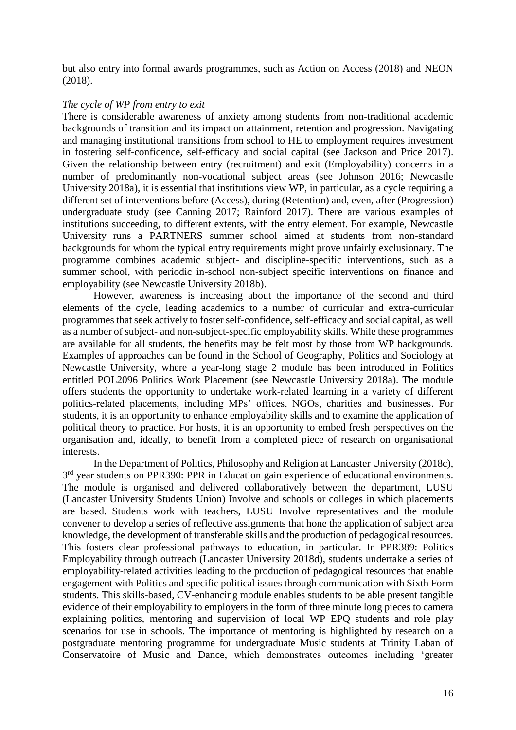but also entry into formal awards programmes, such as Action on Access (2018) and NEON (2018).

*The cycle of WP from entry to exit*

There is considerable awareness of anxiety among students from non-traditional academic backgrounds of transition and its impact on attainment, retention and progression. Navigating and managing institutional transitions from school to HE to employment requires investment in fostering self-confidence, self-efficacy and social capital (see Jackson and Price 2017). Given the relationship between entry (recruitment) and exit (Employability) concerns in a number of predominantly non-vocational subject areas (see Johnson 2016; Newcastle University 2018a), it is essential that institutions view WP, in particular, as a cycle requiring a different set of interventions before (Access), during (Retention) and, even, after (Progression) undergraduate study (see Canning 2017; Rainford 2017). There are various examples of institutions succeeding, to different extents, with the entry element. For example, Newcastle University runs a PARTNERS summer school aimed at students from non-standard backgrounds for whom the typical entry requirements might prove unfairly exclusionary. The programme combines academic subject- and discipline-specific interventions, such as a summer school, with periodic in-school non-subject specific interventions on finance and employability (see Newcastle University 2018b).

However, awareness is increasing about the importance of the second and third elements of the cycle, leading academics to a number of curricular and extra-curricular programmes that seek actively to foster self-confidence, self-efficacy and social capital, as well as a number of subject- and non-subject-specific employability skills. While these programmes are available for all students, the benefits may be felt most by those from WP backgrounds. Examples of approaches can be found in the School of Geography, Politics and Sociology at Newcastle University, where a year-long stage 2 module has been introduced in Politics entitled POL2096 Politics Work Placement (see Newcastle University 2018a). The module offers students the opportunity to undertake work-related learning in a variety of different politics-related placements, including MPs' offices, NGOs, charities and businesses. For students, it is an opportunity to enhance employability skills and to examine the application of political theory to practice. For hosts, it is an opportunity to embed fresh perspectives on the organisation and, ideally, to benefit from a completed piece of research on organisational interests.

In the Department of Politics, Philosophy and Religion at Lancaster University (2018c), 3rd year students on PPR390: PPR in Education gain experience of educational environments. The module is organised and delivered collaboratively between the department, LUSU (Lancaster University Students Union) Involve and schools or colleges in which placements are based. Students work with teachers, LUSU Involve representatives and the module convener to develop a series of reflective assignments that hone the application of subject area knowledge, the development of transferable skills and the production of pedagogical resources. This fosters clear professional pathways to education, in particular. In PPR389: Politics Employability through outreach (Lancaster University 2018d), students undertake a series of employability-related activities leading to the production of pedagogical resources that enable engagement with Politics and specific political issues through communication with Sixth Form students. This skills-based, CV-enhancing module enables students to be able present tangible evidence of their employability to employers in the form of three minute long pieces to camera explaining politics, mentoring and supervision of local WP EPQ students and role play scenarios for use in schools. The importance of mentoring is highlighted by research on a postgraduate mentoring programme for undergraduate Music students at Trinity Laban of Conservatoire of Music and Dance, which demonstrates outcomes including 'greater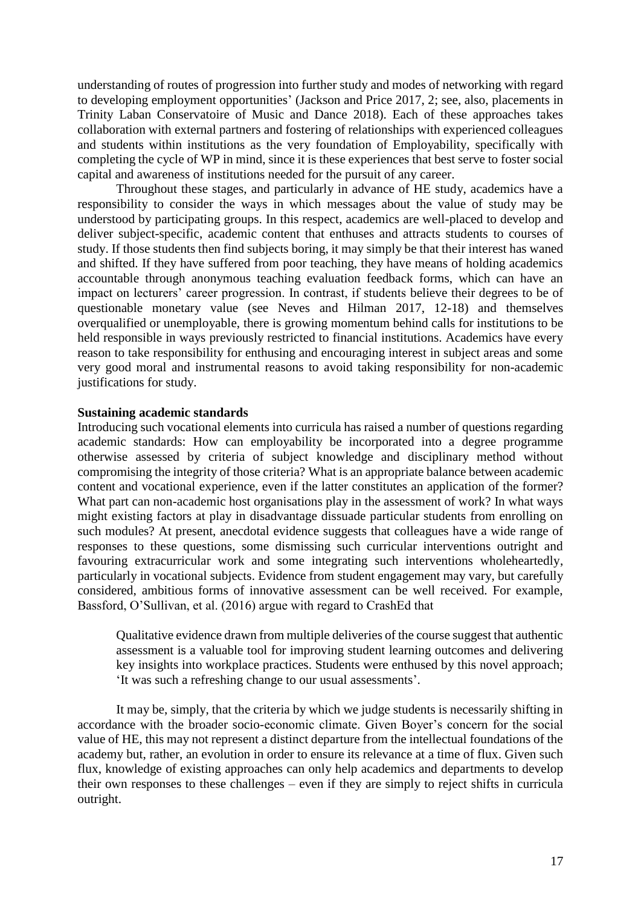understanding of routes of progression into further study and modes of networking with regard to developing employment opportunities' (Jackson and Price 2017, 2; see, also, placements in Trinity Laban Conservatoire of Music and Dance 2018). Each of these approaches takes collaboration with external partners and fostering of relationships with experienced colleagues and students within institutions as the very foundation of Employability, specifically with completing the cycle of WP in mind, since it is these experiences that best serve to foster social capital and awareness of institutions needed for the pursuit of any career.

Throughout these stages, and particularly in advance of HE study, academics have a responsibility to consider the ways in which messages about the value of study may be understood by participating groups. In this respect, academics are well-placed to develop and deliver subject-specific, academic content that enthuses and attracts students to courses of study. If those students then find subjects boring, it may simply be that their interest has waned and shifted. If they have suffered from poor teaching, they have means of holding academics accountable through anonymous teaching evaluation feedback forms, which can have an impact on lecturers' career progression. In contrast, if students believe their degrees to be of questionable monetary value (see Neves and Hilman 2017, 12-18) and themselves overqualified or unemployable, there is growing momentum behind calls for institutions to be held responsible in ways previously restricted to financial institutions. Academics have every reason to take responsibility for enthusing and encouraging interest in subject areas and some very good moral and instrumental reasons to avoid taking responsibility for non-academic justifications for study.

**Sustaining academic standards**

Introducing such vocational elements into curricula has raised a number of questions regarding academic standards: How can employability be incorporated into a degree programme otherwise assessed by criteria of subject knowledge and disciplinary method without compromising the integrity of those criteria? What is an appropriate balance between academic content and vocational experience, even if the latter constitutes an application of the former? What part can non-academic host organisations play in the assessment of work? In what ways might existing factors at play in disadvantage dissuade particular students from enrolling on such modules? At present, anecdotal evidence suggests that colleagues have a wide range of responses to these questions, some dismissing such curricular interventions outright and favouring extracurricular work and some integrating such interventions wholeheartedly, particularly in vocational subjects. Evidence from student engagement may vary, but carefully considered, ambitious forms of innovative assessment can be well received. For example, Bassford, O'Sullivan, et al. (2016) argue with regard to CrashEd that

> Qualitative evidence drawn from multiple deliveries of the course suggest that authentic assessment is a valuable tool for improving student learning outcomes and delivering key insights into workplace practices. Students were enthused by this novel approach; 'It was such a refreshing change to our usual assessments'.

It may be, simply, that the criteria by which we judge students is necessarily shifting in accordance with the broader socio-economic climate. Given Boyer's concern for the social value of HE, this may not represent a distinct departure from the intellectual foundations of the academy but, rather, an evolution in order to ensure its relevance at a time of flux. Given such flux, knowledge of existing approaches can only help academics and departments to develop their own responses to these challenges – even if they are simply to reject shifts in curricula outright.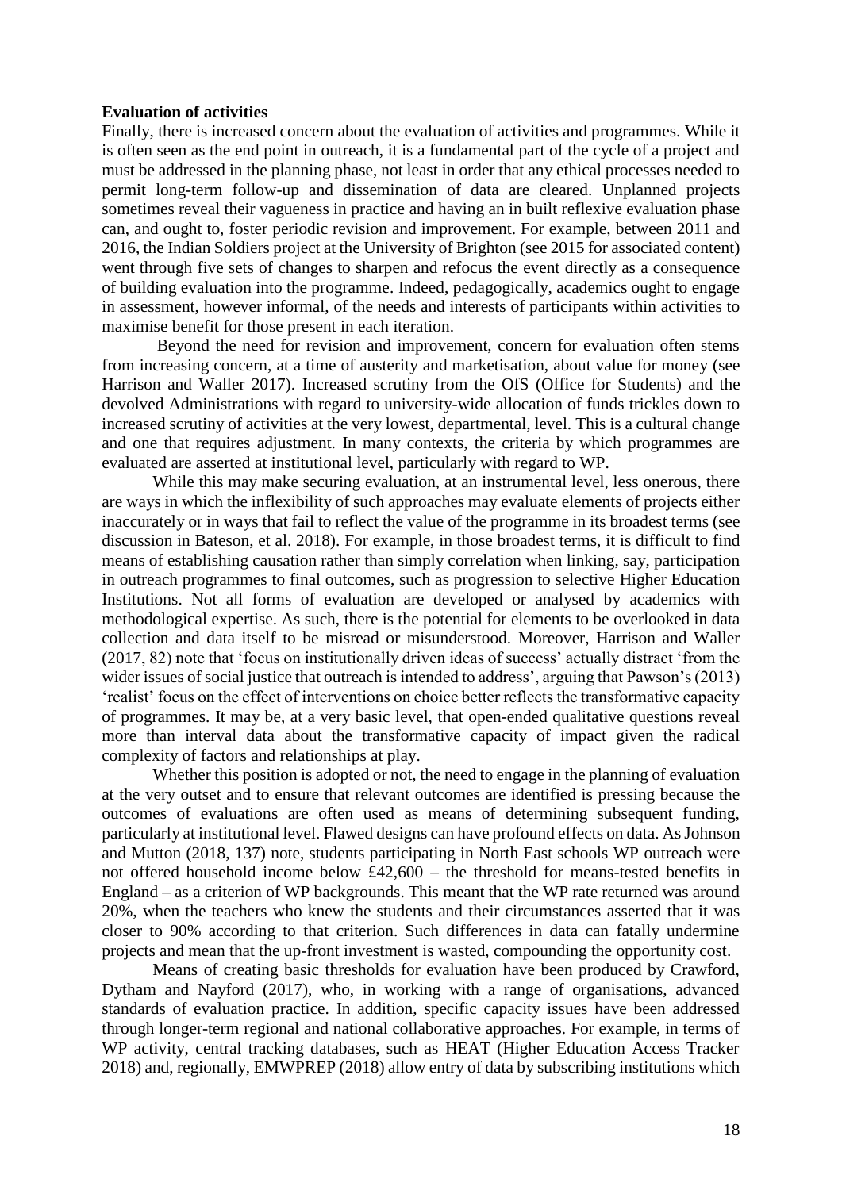**Evaluation of activities**

Finally, there is increased concern about the evaluation of activities and programmes. While it is often seen as the end point in outreach, it is a fundamental part of the cycle of a project and must be addressed in the planning phase, not least in order that any ethical processes needed to permit long-term follow-up and dissemination of data are cleared. Unplanned projects sometimes reveal their vagueness in practice and having an in built reflexive evaluation phase can, and ought to, foster periodic revision and improvement. For example, between 2011 and 2016, the Indian Soldiers project at the University of Brighton (see 2015 for associated content) went through five sets of changes to sharpen and refocus the event directly as a consequence of building evaluation into the programme. Indeed, pedagogically, academics ought to engage in assessment, however informal, of the needs and interests of participants within activities to maximise benefit for those present in each iteration.

Beyond the need for revision and improvement, concern for evaluation often stems from increasing concern, at a time of austerity and marketisation, about value for money (see Harrison and Waller 2017). Increased scrutiny from the OfS (Office for Students) and the devolved Administrations with regard to university-wide allocation of funds trickles down to increased scrutiny of activities at the very lowest, departmental, level. This is a cultural change and one that requires adjustment. In many contexts, the criteria by which programmes are evaluated are asserted at institutional level, particularly with regard to WP.

While this may make securing evaluation, at an instrumental level, less onerous, there are ways in which the inflexibility of such approaches may evaluate elements of projects either inaccurately or in ways that fail to reflect the value of the programme in its broadest terms (see discussion in Bateson, et al. 2018). For example, in those broadest terms, it is difficult to find means of establishing causation rather than simply correlation when linking, say, participation in outreach programmes to final outcomes, such as progression to selective Higher Education Institutions. Not all forms of evaluation are developed or analysed by academics with methodological expertise. As such, there is the potential for elements to be overlooked in data collection and data itself to be misread or misunderstood. Moreover, Harrison and Waller (2017, 82) note that 'focus on institutionally driven ideas of success' actually distract 'from the wider issues of social justice that outreach is intended to address', arguing that Pawson's (2013) 'realist' focus on the effect of interventions on choice better reflects the transformative capacity of programmes. It may be, at a very basic level, that open-ended qualitative questions reveal more than interval data about the transformative capacity of impact given the radical complexity of factors and relationships at play.

Whether this position is adopted or not, the need to engage in the planning of evaluation at the very outset and to ensure that relevant outcomes are identified is pressing because the outcomes of evaluations are often used as means of determining subsequent funding, particularly at institutional level. Flawed designs can have profound effects on data. As Johnson and Mutton (2018, 137) note, students participating in North East schools WP outreach were not offered household income below £42,600 – the threshold for means-tested benefits in England – as a criterion of WP backgrounds. This meant that the WP rate returned was around 20%, when the teachers who knew the students and their circumstances asserted that it was closer to 90% according to that criterion. Such differences in data can fatally undermine projects and mean that the up-front investment is wasted, compounding the opportunity cost.

Means of creating basic thresholds for evaluation have been produced by Crawford, Dytham and Nayford (2017), who, in working with a range of organisations, advanced standards of evaluation practice. In addition, specific capacity issues have been addressed through longer-term regional and national collaborative approaches. For example, in terms of WP activity, central tracking databases, such as HEAT (Higher Education Access Tracker 2018) and, regionally, EMWPREP (2018) allow entry of data by subscribing institutions which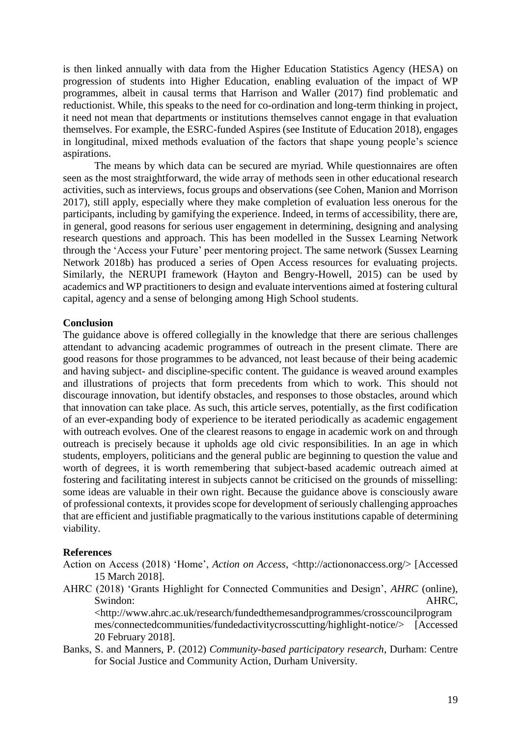is then linked annually with data from the Higher Education Statistics Agency (HESA) on progression of students into Higher Education, enabling evaluation of the impact of WP programmes, albeit in causal terms that Harrison and Waller (2017) find problematic and reductionist. While, this speaks to the need for co-ordination and long-term thinking in project, it need not mean that departments or institutions themselves cannot engage in that evaluation themselves. For example, the ESRC-funded Aspires (see Institute of Education 2018), engages in longitudinal, mixed methods evaluation of the factors that shape young people's science aspirations.

The means by which data can be secured are myriad. While questionnaires are often seen as the most straightforward, the wide array of methods seen in other educational research activities, such as interviews, focus groups and observations (see Cohen, Manion and Morrison 2017), still apply, especially where they make completion of evaluation less onerous for the participants, including by gamifying the experience. Indeed, in terms of accessibility, there are, in general, good reasons for serious user engagement in determining, designing and analysing research questions and approach. This has been modelled in the Sussex Learning Network through the 'Access your Future' peer mentoring project. The same network (Sussex Learning Network 2018b) has produced a series of Open Access resources for evaluating projects. Similarly, the NERUPI framework (Hayton and Bengry-Howell, 2015) can be used by academics and WP practitioners to design and evaluate interventions aimed at fostering cultural capital, agency and a sense of belonging among High School students.

## Conclusion

The guidance above is offered collegially in the knowledge that there are serious challenges attendant to advancing academic programmes of outreach in the present climate. There are good reasons for those programmes to be advanced, not least because of their being academic and having subject- and discipline-specific content. The guidance is weaved around examples and illustrations of projects that form precedents from which to work. This should not discourage innovation, but identify obstacles, and responses to those obstacles, around which that innovation can take place. As such, this article serves, potentially, as the first codification of an ever-expanding body of experience to be iterated periodically as academic engagement with outreach evolves. One of the clearest reasons to engage in academic work on and through outreach is precisely because it upholds age old civic responsibilities. In an age in which students, employers, politicians and the general public are beginning to question the value and worth of degrees, it is worth remembering that subject-based academic outreach aimed at fostering and facilitating interest in subjects cannot be criticised on the grounds of misselling: some ideas are valuable in their own right. Because the guidance above is consciously aware of professional contexts, it provides scope for development of seriously challenging approaches that are efficient and justifiable pragmatically to the various institutions capable of determining viability.

## References

Action on Access (2018) 'Home', *Action on Access*, <http://actiononaccess.org/> [Accessed 15 March 2018].

AHRC (2018) 'Grants Highlight for Connected Communities and Design', *AHRC* (online), Swindon: AHRC, <http://www.ahrc.ac.uk/research/fundedthemesandprogrammes/crosscouncilprogrammes/connectedcommunities/fundedactivitycrosscutting/highlight-notice/> [Accessed 20 February 2018].

Banks, S. and Manners, P. (2012) *Community-based participatory research*, Durham: Centre for Social Justice and Community Action, Durham University.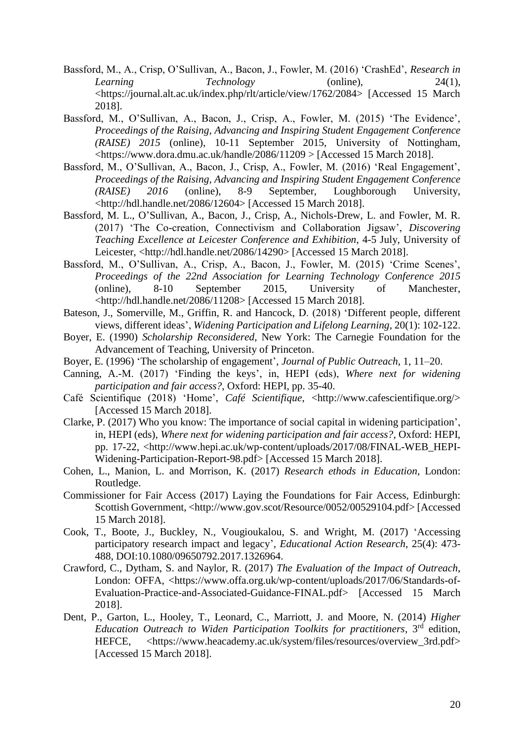Bassford, M., A., Crisp, O'Sullivan, A., Bacon, J., Fowler, M. (2016) 'CrashEd', *Research in Learning Technology* (online), 24(1), <https://journal.alt.ac.uk/index.php/rlt/article/view/1762/2084> [Accessed 15 March 2018].

Bassford, M., O'Sullivan, A., Bacon, J., Crisp, A., Fowler, M. (2015) 'The Evidence', *Proceedings of the Raising, Advancing and Inspiring Student Engagement Conference (RAISE) 2015* (online), 10-11 September 2015, University of Nottingham, <https://www.dora.dmu.ac.uk/handle/2086/11209 > [Accessed 15 March 2018].

Bassford, M., O'Sullivan, A., Bacon, J., Crisp, A., Fowler, M. (2016) 'Real Engagement', *Proceedings of the Raising, Advancing and Inspiring Student Engagement Conference (RAISE) 2016* (online), 8-9 September, Loughborough University, <http://hdl.handle.net/2086/12604> [Accessed 15 March 2018].

Bassford, M. L., O'Sullivan, A., Bacon, J., Crisp, A., Nichols-Drew, L. and Fowler, M. R. (2017) 'The Co-creation, Connectivism and Collaboration Jigsaw', *Discovering Teaching Excellence at Leicester Conference and Exhibition*, 4-5 July, University of Leicester, <http://hdl.handle.net/2086/14290> [Accessed 15 March 2018].

Bassford, M., O'Sullivan, A., Crisp, A., Bacon, J., Fowler, M. (2015) 'Crime Scenes', *Proceedings of the 22nd Association for Learning Technology Conference 2015* (online), 8-10 September 2015, University of Manchester, <http://hdl.handle.net/2086/11208> [Accessed 15 March 2018].

Bateson, J., Somerville, M., Griffin, R. and Hancock, D. (2018) 'Different people, different views, different ideas', *Widening Participation and Lifelong Learning*, 20(1): 102-122.

Boyer, E. (1990) *Scholarship Reconsidered*, New York: The Carnegie Foundation for the Advancement of Teaching, University of Princeton.

Boyer, E. (1996) 'The scholarship of engagement', *Journal of Public Outreach*, 1, 11–20.

Canning, A.-M. (2017) 'Finding the keys', in, HEPI (eds), *Where next for widening participation and fair access?*, Oxford: HEPI, pp. 35-40.

Café Scientifique (2018) 'Home', *Café Scientifique*, <http://www.cafescientifique.org/> [Accessed 15 March 2018].

Clarke, P. (2017) Who you know: The importance of social capital in widening participation', in, HEPI (eds), *Where next for widening participation and fair access?*, Oxford: HEPI, pp. 17-22, <http://www.hepi.ac.uk/wp-content/uploads/2017/08/FINAL-WEB_HEPI-Widening-Participation-Report-98.pdf> [Accessed 15 March 2018].

Cohen, L., Manion, L. and Morrison, K. (2017) *Research ethods in Education*, London: Routledge.

Commissioner for Fair Access (2017) Laying the Foundations for Fair Access, Edinburgh: Scottish Government, <http://www.gov.scot/Resource/0052/00529104.pdf> [Accessed 15 March 2018].

Cook, T., Boote, J., Buckley, N., Vougioukalou, S. and Wright, M. (2017) 'Accessing participatory research impact and legacy', *Educational Action Research*, 25(4): 473-488, DOI:10.1080/09650792.2017.1326964.

Crawford, C., Dytham, S. and Naylor, R. (2017) *The Evaluation of the Impact of Outreach*, London: OFFA, <https://www.offa.org.uk/wp-content/uploads/2017/06/Standards-of-Evaluation-Practice-and-Associated-Guidance-FINAL.pdf> [Accessed 15 March 2018].

Dent, P., Garton, L., Hooley, T., Leonard, C., Marriott, J. and Moore, N. (2014) *Higher Education Outreach to Widen Participation Toolkits for practitioners*, 3rd edition, HEFCE, <https://www.heacademy.ac.uk/system/files/resources/overview_3rd.pdf> [Accessed 15 March 2018].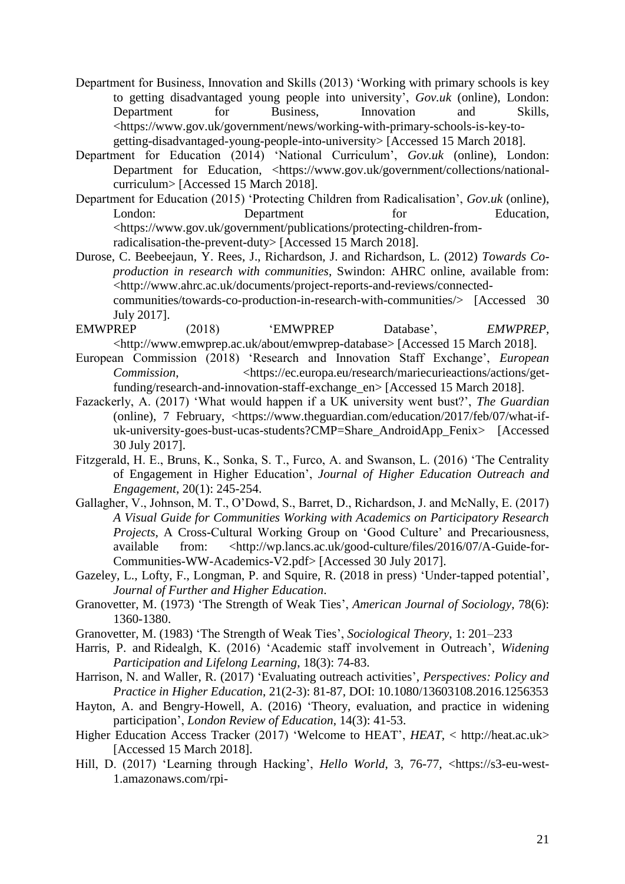Department for Business, Innovation and Skills (2013) 'Working with primary schools is key to getting disadvantaged young people into university', *Gov.uk* (online), London: Department for Business, Innovation and Skills, <https://www.gov.uk/government/news/working-with-primary-schools-is-key-to-getting-disadvantaged-young-people-into-university> [Accessed 15 March 2018].

Department for Education (2014) 'National Curriculum', *Gov.uk* (online), London: Department for Education, <https://www.gov.uk/government/collections/national-curriculum> [Accessed 15 March 2018].

Department for Education (2015) 'Protecting Children from Radicalisation', *Gov.uk* (online), London: Department for Education, <https://www.gov.uk/government/publications/protecting-children-from-radicalisation-the-prevent-duty> [Accessed 15 March 2018].

Durose, C. Beebeejaun, Y. Rees, J., Richardson, J. and Richardson, L. (2012) *Towards Co-production in research with communities*, Swindon: AHRC online, available from: <http://www.ahrc.ac.uk/documents/project-reports-and-reviews/connected-communities/towards-co-production-in-research-with-communities/> [Accessed 30 July 2017].

EMWPREP (2018) 'EMWPREP Database', *EMWPREP*, <http://www.emwprep.ac.uk/about/emwprep-database> [Accessed 15 March 2018].

European Commission (2018) 'Research and Innovation Staff Exchange', *European Commission*, <https://ec.europa.eu/research/mariecurieactions/actions/get-funding/research-and-innovation-staff-exchange_en> [Accessed 15 March 2018].

Fazackerly, A. (2017) 'What would happen if a UK university went bust?', *The Guardian* (online), 7 February, <https://www.theguardian.com/education/2017/feb/07/what-if-uk-university-goes-bust-ucas-students?CMP=Share_AndroidApp_Fenix> [Accessed 30 July 2017].

Fitzgerald, H. E., Bruns, K., Sonka, S. T., Furco, A. and Swanson, L. (2016) 'The Centrality of Engagement in Higher Education', *Journal of Higher Education Outreach and Engagement*, 20(1): 245-254.

Gallagher, V., Johnson, M. T., O'Dowd, S., Barret, D., Richardson, J. and McNally, E. (2017) *A Visual Guide for Communities Working with Academics on Participatory Research Projects*, A Cross-Cultural Working Group on 'Good Culture' and Precariousness, available from: <http://wp.lancs.ac.uk/good-culture/files/2016/07/A-Guide-for-Communities-WW-Academics-V2.pdf> [Accessed 30 July 2017].

Gazeley, L., Lofty, F., Longman, P. and Squire, R. (2018 in press) 'Under-tapped potential', *Journal of Further and Higher Education*.

Granovetter, M. (1973) 'The Strength of Weak Ties', *American Journal of Sociology*, 78(6): 1360-1380.

Granovetter, M. (1983) 'The Strength of Weak Ties', *Sociological Theory*, 1: 201–233

Harris, P. and Ridealgh, K. (2016) 'Academic staff involvement in Outreach', *Widening Participation and Lifelong Learning*, 18(3): 74-83.

Harrison, N. and Waller, R. (2017) 'Evaluating outreach activities', *Perspectives: Policy and Practice in Higher Education*, 21(2-3): 81-87, DOI: 10.1080/13603108.2016.1256353

Hayton, A. and Bengry-Howell, A. (2016) 'Theory, evaluation, and practice in widening participation', *London Review of Education*, 14(3): 41-53.

Higher Education Access Tracker (2017) 'Welcome to HEAT', *HEAT*, < http://heat.ac.uk> [Accessed 15 March 2018].

Hill, D. (2017) 'Learning through Hacking', *Hello World*, 3, 76-77, <https://s3-eu-west-1.amazonaws.com/rpi-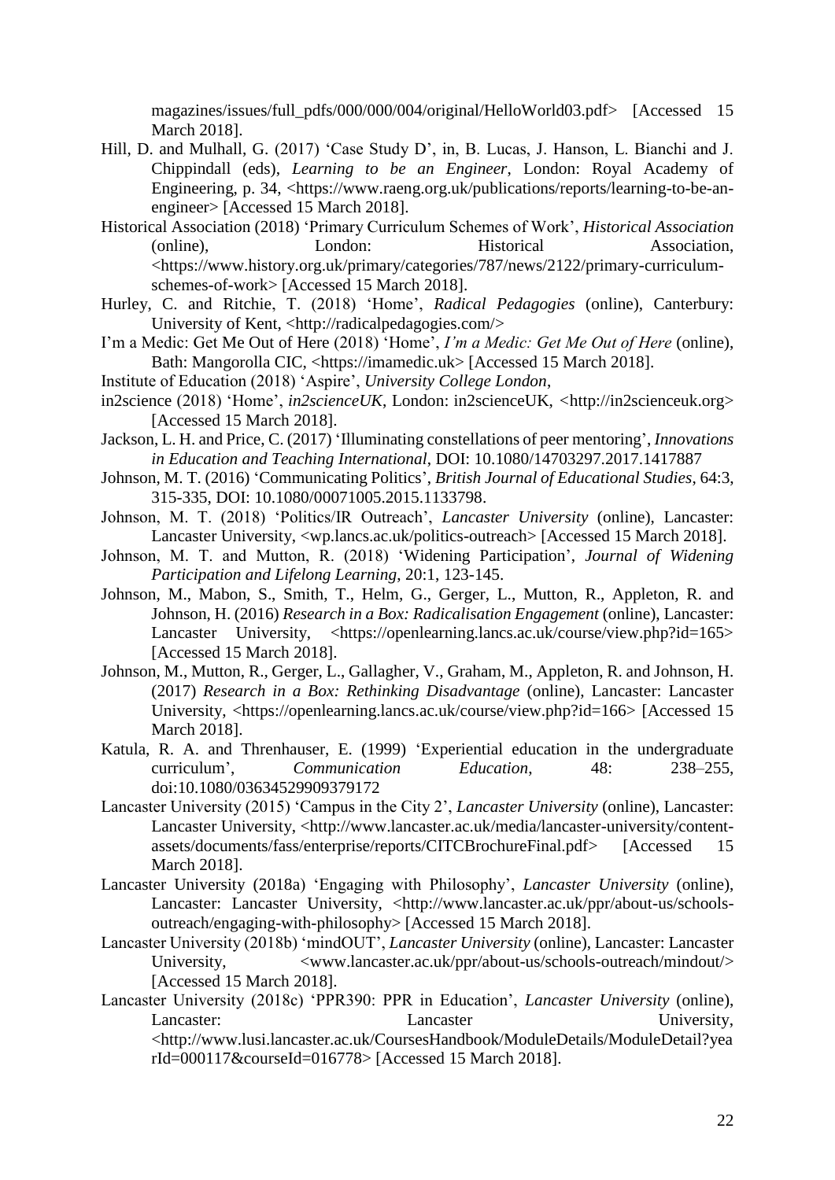magazines/issues/full_pdfs/000/000/004/original/HelloWorld03.pdf> [Accessed 15 March 2018].

Hill, D. and Mulhall, G. (2017) 'Case Study D', in, B. Lucas, J. Hanson, L. Bianchi and J. Chippindall (eds), *Learning to be an Engineer*, London: Royal Academy of Engineering, p. 34, <https://www.raeng.org.uk/publications/reports/learning-to-be-an-engineer> [Accessed 15 March 2018].

Historical Association (2018) 'Primary Curriculum Schemes of Work', *Historical Association* (online), London: Historical Association, <https://www.history.org.uk/primary/categories/787/news/2122/primary-curriculum-schemes-of-work> [Accessed 15 March 2018].

Hurley, C. and Ritchie, T. (2018) 'Home', *Radical Pedagogies* (online), Canterbury: University of Kent, <http://radicalpedagogies.com/>

I'm a Medic: Get Me Out of Here (2018) 'Home', *I'm a Medic: Get Me Out of Here* (online), Bath: Mangorolla CIC, <https://imamedic.uk> [Accessed 15 March 2018].

Institute of Education (2018) 'Aspire', *University College London*,

in2science (2018) 'Home', *in2scienceUK*, London: in2scienceUK, <http://in2scienceuk.org> [Accessed 15 March 2018].

Jackson, L. H. and Price, C. (2017) 'Illuminating constellations of peer mentoring', *Innovations in Education and Teaching International*, DOI: 10.1080/14703297.2017.1417887

Johnson, M. T. (2016) 'Communicating Politics', *British Journal of Educational Studies*, 64:3, 315-335, DOI: 10.1080/00071005.2015.1133798.

Johnson, M. T. (2018) 'Politics/IR Outreach', *Lancaster University* (online), Lancaster: Lancaster University, <wp.lancs.ac.uk/politics-outreach> [Accessed 15 March 2018].

Johnson, M. T. and Mutton, R. (2018) 'Widening Participation', *Journal of Widening Participation and Lifelong Learning*, 20:1, 123-145.

Johnson, M., Mabon, S., Smith, T., Helm, G., Gerger, L., Mutton, R., Appleton, R. and Johnson, H. (2016) *Research in a Box: Radicalisation Engagement* (online), Lancaster: Lancaster University, <https://openlearning.lancs.ac.uk/course/view.php?id=165> [Accessed 15 March 2018].

Johnson, M., Mutton, R., Gerger, L., Gallagher, V., Graham, M., Appleton, R. and Johnson, H. (2017) *Research in a Box: Rethinking Disadvantage* (online), Lancaster: Lancaster University, <https://openlearning.lancs.ac.uk/course/view.php?id=166> [Accessed 15 March 2018].

Katula, R. A. and Threnhauser, E. (1999) 'Experiential education in the undergraduate curriculum', *Communication Education*, 48: 238–255, doi:10.1080/03634529909379172

Lancaster University (2015) 'Campus in the City 2', *Lancaster University* (online), Lancaster: Lancaster University, <http://www.lancaster.ac.uk/media/lancaster-university/content-assets/documents/fass/enterprise/reports/CITCBrochureFinal.pdf> [Accessed 15 March 2018].

Lancaster University (2018a) 'Engaging with Philosophy', *Lancaster University* (online), Lancaster: Lancaster University, <http://www.lancaster.ac.uk/ppr/about-us/schools-outreach/engaging-with-philosophy> [Accessed 15 March 2018].

Lancaster University (2018b) 'mindOUT', *Lancaster University* (online), Lancaster: Lancaster University, <www.lancaster.ac.uk/ppr/about-us/schools-outreach/mindout/> [Accessed 15 March 2018].

Lancaster University (2018c) 'PPR390: PPR in Education', *Lancaster University* (online), Lancaster: Lancaster University, <http://www.lusi.lancaster.ac.uk/CoursesHandbook/ModuleDetails/ModuleDetail?yearId=000117&courseId=016778> [Accessed 15 March 2018].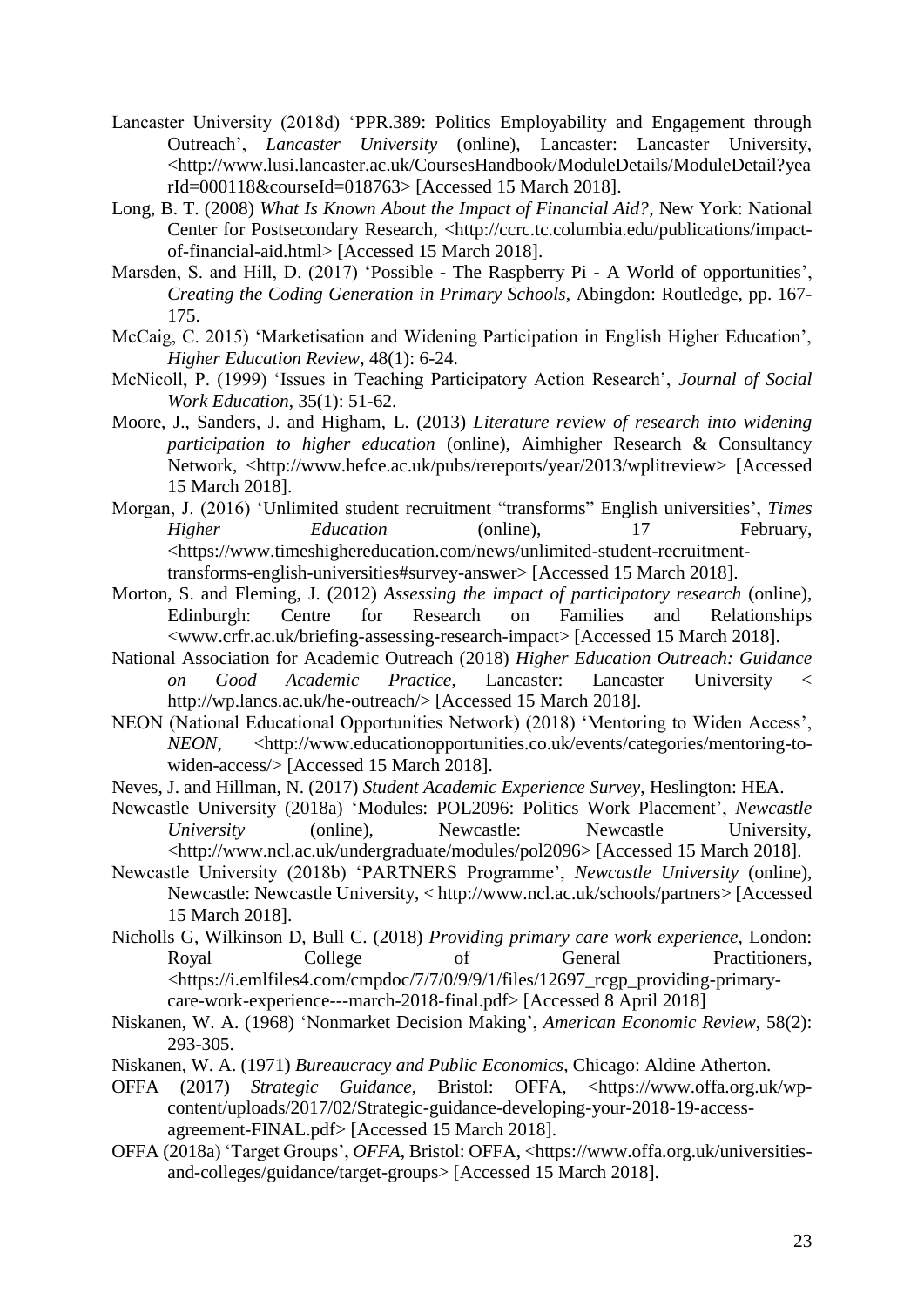Lancaster University (2018d) 'PPR.389: Politics Employability and Engagement through Outreach', *Lancaster University* (online), Lancaster: Lancaster University, <http://www.lusi.lancaster.ac.uk/CoursesHandbook/ModuleDetails/ModuleDetail?yearId=000118&courseId=018763> [Accessed 15 March 2018].

Long, B. T. (2008) *What Is Known About the Impact of Financial Aid?*, New York: National Center for Postsecondary Research, <http://ccrc.tc.columbia.edu/publications/impact-of-financial-aid.html> [Accessed 15 March 2018].

Marsden, S. and Hill, D. (2017) 'Possible - The Raspberry Pi - A World of opportunities', *Creating the Coding Generation in Primary Schools*, Abingdon: Routledge, pp. 167-175.

McCaig, C. 2015) 'Marketisation and Widening Participation in English Higher Education', *Higher Education Review*, 48(1): 6-24.

McNicoll, P. (1999) 'Issues in Teaching Participatory Action Research', *Journal of Social Work Education*, 35(1): 51-62.

Moore, J., Sanders, J. and Higham, L. (2013) *Literature review of research into widening participation to higher education* (online), Aimhigher Research & Consultancy Network, <http://www.hefce.ac.uk/pubs/rereports/year/2013/wplitreview> [Accessed 15 March 2018].

Morgan, J. (2016) 'Unlimited student recruitment "transforms" English universities', *Times Higher Education* (online), 17 February, <https://www.timeshighereducation.com/news/unlimited-student-recruitment-transforms-english-universities#survey-answer> [Accessed 15 March 2018].

Morton, S. and Fleming, J. (2012) *Assessing the impact of participatory research* (online), Edinburgh: Centre for Research on Families and Relationships <www.crfr.ac.uk/briefing-assessing-research-impact> [Accessed 15 March 2018].

National Association for Academic Outreach (2018) *Higher Education Outreach: Guidance on Good Academic Practice*, Lancaster: Lancaster University < http://wp.lancs.ac.uk/he-outreach/> [Accessed 15 March 2018].

NEON (National Educational Opportunities Network) (2018) 'Mentoring to Widen Access', *NEON*, <http://www.educationopportunities.co.uk/events/categories/mentoring-to-widen-access/> [Accessed 15 March 2018].

Neves, J. and Hillman, N. (2017) *Student Academic Experience Survey*, Heslington: HEA.

Newcastle University (2018a) 'Modules: POL2096: Politics Work Placement', *Newcastle University* (online), Newcastle: Newcastle University, <http://www.ncl.ac.uk/undergraduate/modules/pol2096> [Accessed 15 March 2018].

Newcastle University (2018b) 'PARTNERS Programme', *Newcastle University* (online), Newcastle: Newcastle University, < http://www.ncl.ac.uk/schools/partners> [Accessed 15 March 2018].

Nicholls G, Wilkinson D, Bull C. (2018) *Providing primary care work experience*, London: Royal College of General Practitioners, <https://i.emlfiles4.com/cmpdoc/7/7/0/9/9/1/files/12697_rcgp_providing-primary-care-work-experience---march-2018-final.pdf> [Accessed 8 April 2018]

Niskanen, W. A. (1968) 'Nonmarket Decision Making', *American Economic Review*, 58(2): 293-305.

Niskanen, W. A. (1971) *Bureaucracy and Public Economics*, Chicago: Aldine Atherton.

OFFA (2017) *Strategic Guidance*, Bristol: OFFA, <https://www.offa.org.uk/wp-content/uploads/2017/02/Strategic-guidance-developing-your-2018-19-access-agreement-FINAL.pdf> [Accessed 15 March 2018].

OFFA (2018a) 'Target Groups', *OFFA*, Bristol: OFFA, <https://www.offa.org.uk/universities-and-colleges/guidance/target-groups> [Accessed 15 March 2018].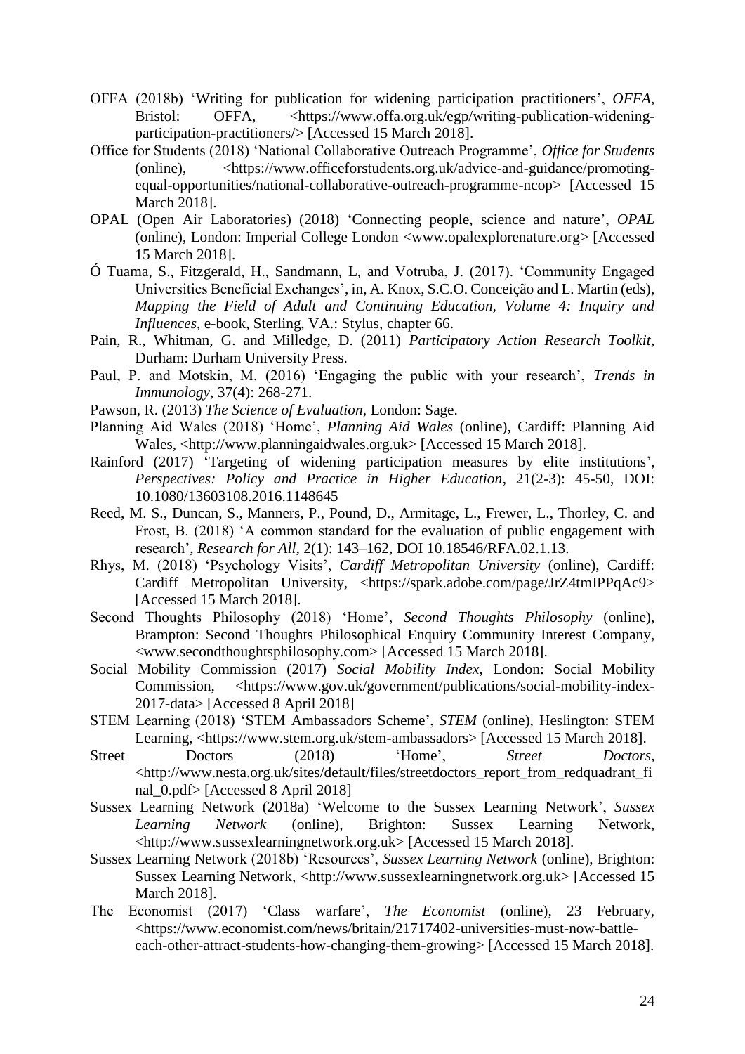OFFA (2018b) 'Writing for publication for widening participation practitioners', *OFFA*, Bristol: OFFA, <https://www.offa.org.uk/egp/writing-publication-widening-participation-practitioners/> [Accessed 15 March 2018].

Office for Students (2018) 'National Collaborative Outreach Programme', *Office for Students* (online), <https://www.officeforstudents.org.uk/advice-and-guidance/promoting-equal-opportunities/national-collaborative-outreach-programme-ncop> [Accessed 15 March 2018].

OPAL (Open Air Laboratories) (2018) 'Connecting people, science and nature', *OPAL* (online), London: Imperial College London <www.opalexplorenature.org> [Accessed 15 March 2018].

Ó Tuama, S., Fitzgerald, H., Sandmann, L, and Votruba, J. (2017). 'Community Engaged Universities Beneficial Exchanges', in, A. Knox, S.C.O. Conceição and L. Martin (eds), *Mapping the Field of Adult and Continuing Education, Volume 4: Inquiry and Influences*, e-book, Sterling, VA.: Stylus, chapter 66.

Pain, R., Whitman, G. and Milledge, D. (2011) *Participatory Action Research Toolkit*, Durham: Durham University Press.

Paul, P. and Motskin, M. (2016) 'Engaging the public with your research', *Trends in Immunology*, 37(4): 268-271.

Pawson, R. (2013) *The Science of Evaluation*, London: Sage.

Planning Aid Wales (2018) 'Home', *Planning Aid Wales* (online), Cardiff: Planning Aid Wales, <http://www.planningaidwales.org.uk> [Accessed 15 March 2018].

Rainford (2017) 'Targeting of widening participation measures by elite institutions', *Perspectives: Policy and Practice in Higher Education*, 21(2-3): 45-50, DOI: 10.1080/13603108.2016.1148645

Reed, M. S., Duncan, S., Manners, P., Pound, D., Armitage, L., Frewer, L., Thorley, C. and Frost, B. (2018) 'A common standard for the evaluation of public engagement with research', *Research for All*, 2(1): 143–162, DOI 10.18546/RFA.02.1.13.

Rhys, M. (2018) 'Psychology Visits', *Cardiff Metropolitan University* (online), Cardiff: Cardiff Metropolitan University, <https://spark.adobe.com/page/JrZ4tmIPPqAc9> [Accessed 15 March 2018].

Second Thoughts Philosophy (2018) 'Home', *Second Thoughts Philosophy* (online), Brampton: Second Thoughts Philosophical Enquiry Community Interest Company, <www.secondthoughtsphilosophy.com> [Accessed 15 March 2018].

Social Mobility Commission (2017) *Social Mobility Index*, London: Social Mobility Commission, <https://www.gov.uk/government/publications/social-mobility-index-2017-data> [Accessed 8 April 2018]

STEM Learning (2018) 'STEM Ambassadors Scheme', *STEM* (online), Heslington: STEM Learning, <https://www.stem.org.uk/stem-ambassadors> [Accessed 15 March 2018].

Street Doctors (2018) 'Home', *Street Doctors*, <http://www.nesta.org.uk/sites/default/files/streetdoctors_report_from_redquadrant_final_0.pdf> [Accessed 8 April 2018]

Sussex Learning Network (2018a) 'Welcome to the Sussex Learning Network', *Sussex Learning Network* (online), Brighton: Sussex Learning Network, <http://www.sussexlearningnetwork.org.uk> [Accessed 15 March 2018].

Sussex Learning Network (2018b) 'Resources', *Sussex Learning Network* (online), Brighton: Sussex Learning Network, <http://www.sussexlearningnetwork.org.uk> [Accessed 15 March 2018].

The Economist (2017) 'Class warfare', *The Economist* (online), 23 February, <https://www.economist.com/news/britain/21717402-universities-must-now-battle-each-other-attract-students-how-changing-them-growing> [Accessed 15 March 2018].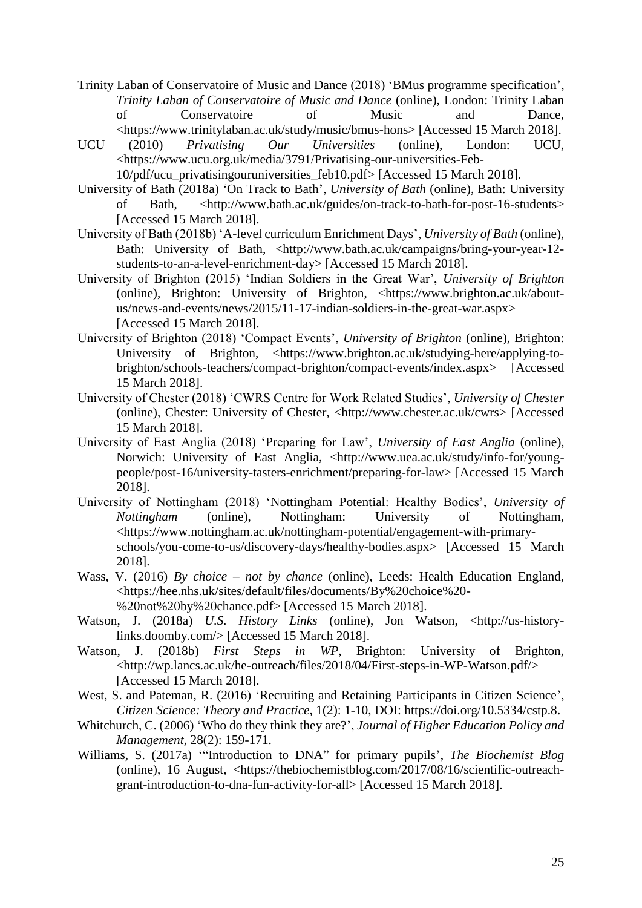Trinity Laban of Conservatoire of Music and Dance (2018) 'BMus programme specification', *Trinity Laban of Conservatoire of Music and Dance* (online), London: Trinity Laban of Conservatoire of Music and Dance, <https://www.trinitylaban.ac.uk/study/music/bmus-hons> [Accessed 15 March 2018].

UCU (2010) *Privatising Our Universities* (online), London: UCU, <https://www.ucu.org.uk/media/3791/Privatising-our-universities-Feb-10/pdf/ucu_privatisingouruniversities_feb10.pdf> [Accessed 15 March 2018].

University of Bath (2018a) 'On Track to Bath', *University of Bath* (online), Bath: University of Bath, <http://www.bath.ac.uk/guides/on-track-to-bath-for-post-16-students> [Accessed 15 March 2018].

University of Bath (2018b) 'A-level curriculum Enrichment Days', *University of Bath* (online), Bath: University of Bath, <http://www.bath.ac.uk/campaigns/bring-your-year-12-students-to-an-a-level-enrichment-day> [Accessed 15 March 2018].

University of Brighton (2015) 'Indian Soldiers in the Great War', *University of Brighton* (online), Brighton: University of Brighton, <https://www.brighton.ac.uk/about-us/news-and-events/news/2015/11-17-indian-soldiers-in-the-great-war.aspx> [Accessed 15 March 2018].

University of Brighton (2018) 'Compact Events', *University of Brighton* (online), Brighton: University of Brighton, <https://www.brighton.ac.uk/studying-here/applying-to-brighton/schools-teachers/compact-brighton/compact-events/index.aspx> [Accessed 15 March 2018].

University of Chester (2018) 'CWRS Centre for Work Related Studies', *University of Chester* (online), Chester: University of Chester, <http://www.chester.ac.uk/cwrs> [Accessed 15 March 2018].

University of East Anglia (2018) 'Preparing for Law', *University of East Anglia* (online), Norwich: University of East Anglia, <http://www.uea.ac.uk/study/info-for/young-people/post-16/university-tasters-enrichment/preparing-for-law> [Accessed 15 March 2018].

University of Nottingham (2018) 'Nottingham Potential: Healthy Bodies', *University of Nottingham* (online), Nottingham: University of Nottingham, <https://www.nottingham.ac.uk/nottingham-potential/engagement-with-primary-schools/you-come-to-us/discovery-days/healthy-bodies.aspx> [Accessed 15 March 2018].

Wass, V. (2016) *By choice – not by chance* (online), Leeds: Health Education England, <https://hee.nhs.uk/sites/default/files/documents/By%20choice%20-%20not%20by%20chance.pdf> [Accessed 15 March 2018].

Watson, J. (2018a) *U.S. History Links* (online), Jon Watson, <http://us-history-links.doomby.com/> [Accessed 15 March 2018].

Watson, J. (2018b) *First Steps in WP*, Brighton: University of Brighton, <http://wp.lancs.ac.uk/he-outreach/files/2018/04/First-steps-in-WP-Watson.pdf/> [Accessed 15 March 2018].

West, S. and Pateman, R. (2016) 'Recruiting and Retaining Participants in Citizen Science', *Citizen Science: Theory and Practice*, 1(2): 1-10, DOI: https://doi.org/10.5334/cstp.8.

Whitchurch, C. (2006) 'Who do they think they are?', *Journal of Higher Education Policy and Management*, 28(2): 159-171.

Williams, S. (2017a) '"Introduction to DNA" for primary pupils', *The Biochemist Blog* (online), 16 August, <https://thebiochemistblog.com/2017/08/16/scientific-outreach-grant-introduction-to-dna-fun-activity-for-all> [Accessed 15 March 2018].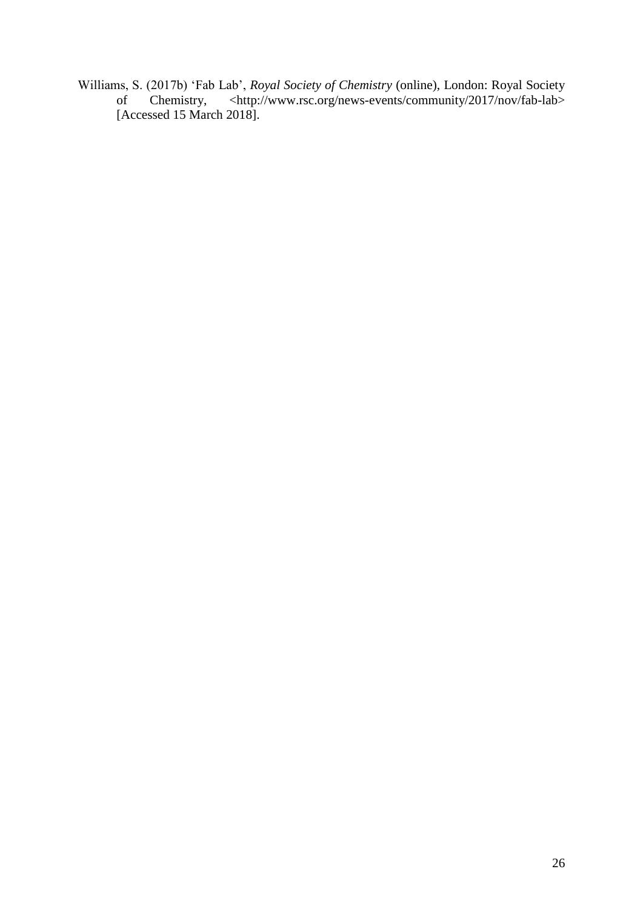Williams, S. (2017b) 'Fab Lab', *Royal Society of Chemistry* (online), London: Royal Society of Chemistry, <http://www.rsc.org/news-events/community/2017/nov/fab-lab> [Accessed 15 March 2018].